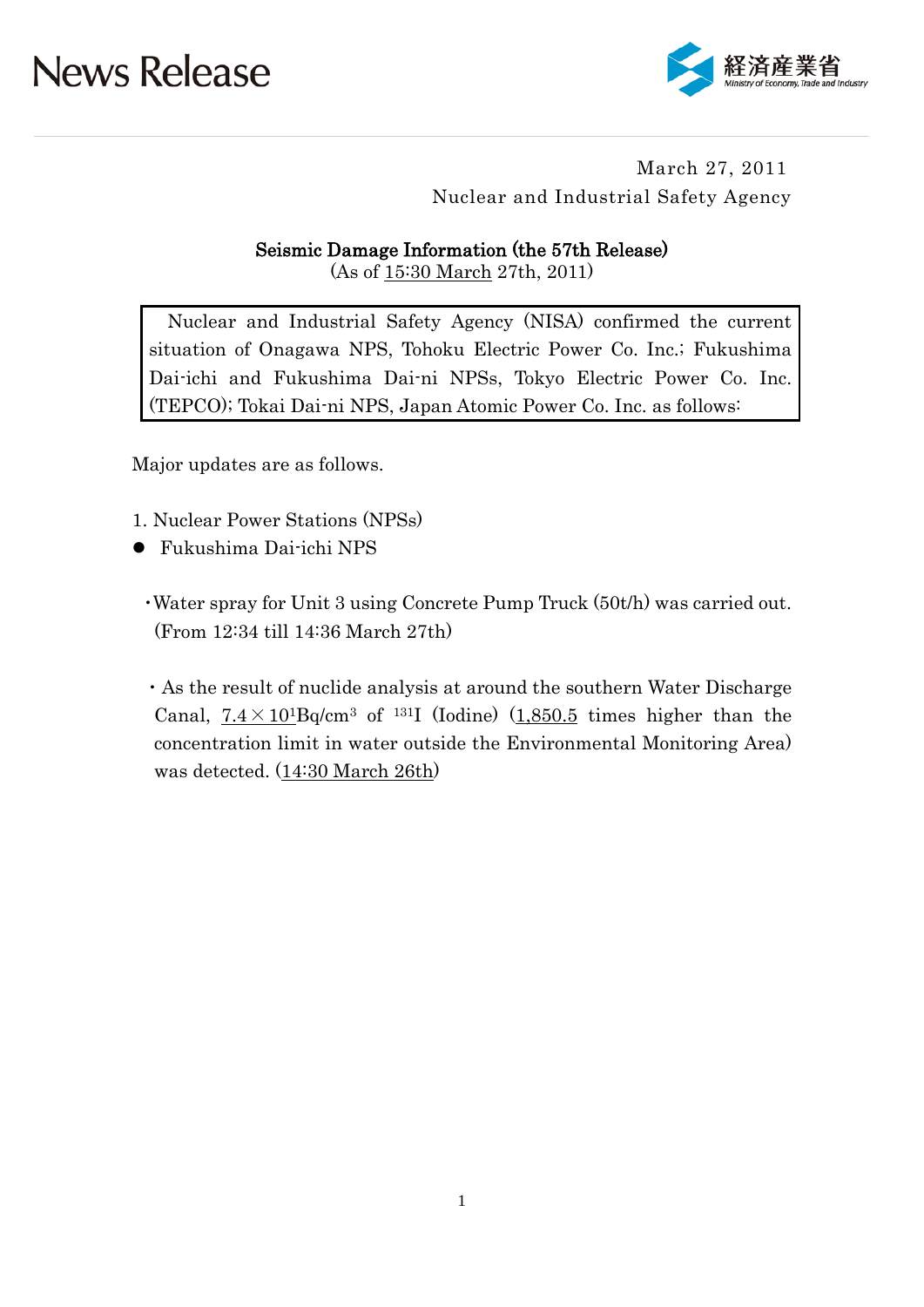# News Release

経済産業省
Ministry of Economy, Trade and Industry

March 27, 2011
Nuclear and Industrial Safety Agency

## Seismic Damage Information (the 57th Release)

(As of 15:30 March 27th, 2011)

Nuclear and Industrial Safety Agency (NISA) confirmed the current situation of Onagawa NPS, Tohoku Electric Power Co. Inc.; Fukushima Dai-ichi and Fukushima Dai-ni NPSs, Tokyo Electric Power Co. Inc. (TEPCO); Tokai Dai-ni NPS, Japan Atomic Power Co. Inc. as follows:

Major updates are as follows.

1. Nuclear Power Stations (NPSs)

- Fukushima Dai-ichi NPS

  ・Water spray for Unit 3 using Concrete Pump Truck (50t/h) was carried out. (From 12:34 till 14:36 March 27th)

  ・As the result of nuclide analysis at around the southern Water Discharge Canal, $7.4 \times 10^{1}$Bq/cm$^{3}$ of $^{131}$I (Iodine) (1,850.5 times higher than the concentration limit in water outside the Environmental Monitoring Area) was detected. (14:30 March 26th)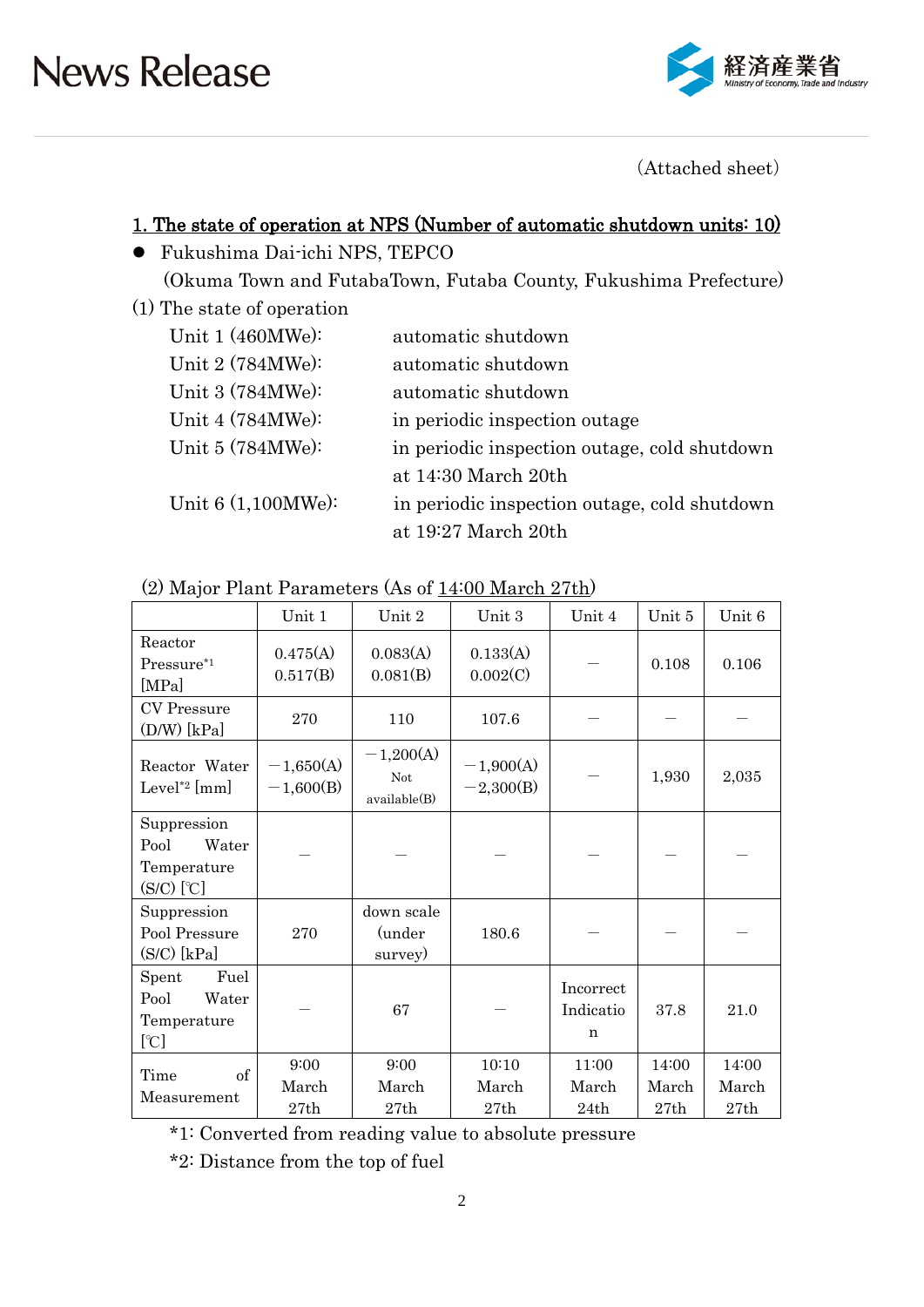(Attached sheet)

## 1. The state of operation at NPS (Number of automatic shutdown units: 10)

- Fukushima Dai-ichi NPS, TEPCO
  (Okuma Town and FutabaTown, Futaba County, Fukushima Prefecture)

(1) The state of operation

| | |
|---|---|
| Unit 1 (460MWe): | automatic shutdown |
| Unit 2 (784MWe): | automatic shutdown |
| Unit 3 (784MWe): | automatic shutdown |
| Unit 4 (784MWe): | in periodic inspection outage |
| Unit 5 (784MWe): | in periodic inspection outage, cold shutdown at 14:30 March 20th |
| Unit 6 (1,100MWe): | in periodic inspection outage, cold shutdown at 19:27 March 20th |

(2) Major Plant Parameters (As of 14:00 March 27th)

| | Unit 1 | Unit 2 | Unit 3 | Unit 4 | Unit 5 | Unit 6 |
|---|---|---|---|---|---|---|
| Reactor Pressure*1 [MPa] | 0.475(A) 0.517(B) | 0.083(A) 0.081(B) | 0.133(A) 0.002(C) | — | 0.108 | 0.106 |
| CV Pressure (D/W) [kPa] | 270 | 110 | 107.6 | — | — | — |
| Reactor Water Level*2 [mm] | −1,650(A) −1,600(B) | −1,200(A) Not available(B) | −1,900(A) −2,300(B) | — | 1,930 | 2,035 |
| Suppression Pool Water Temperature (S/C) [℃] | — | — | — | — | — | — |
| Suppression Pool Pressure (S/C) [kPa] | 270 | down scale (under survey) | 180.6 | — | — | — |
| Spent Fuel Pool Water Temperature [℃] | — | 67 | — | Incorrect Indication | 37.8 | 21.0 |
| Time of Measurement | 9:00 March 27th | 9:00 March 27th | 10:10 March 27th | 11:00 March 24th | 14:00 March 27th | 14:00 March 27th |

*1: Converted from reading value to absolute pressure

*2: Distance from the top of fuel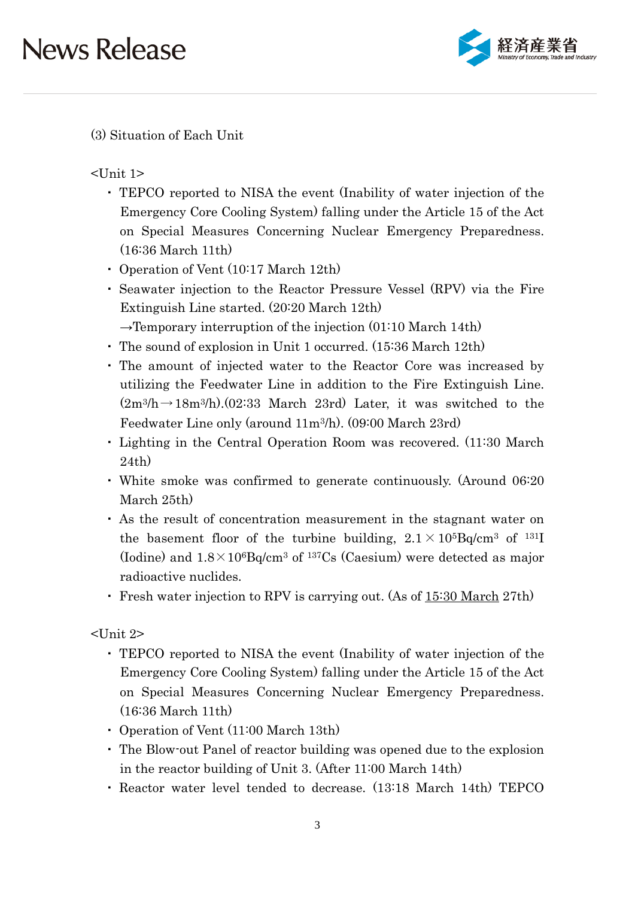(3) Situation of Each Unit

<Unit 1>

- TEPCO reported to NISA the event (Inability of water injection of the Emergency Core Cooling System) falling under the Article 15 of the Act on Special Measures Concerning Nuclear Emergency Preparedness. (16:36 March 11th)
- Operation of Vent (10:17 March 12th)
- Seawater injection to the Reactor Pressure Vessel (RPV) via the Fire Extinguish Line started. (20:20 March 12th)
  →Temporary interruption of the injection (01:10 March 14th)
- The sound of explosion in Unit 1 occurred. (15:36 March 12th)
- The amount of injected water to the Reactor Core was increased by utilizing the Feedwater Line in addition to the Fire Extinguish Line. ($2m^3/h \rightarrow 18m^3/h$).(02:33 March 23rd) Later, it was switched to the Feedwater Line only (around $11m^3/h$). (09:00 March 23rd)
- Lighting in the Central Operation Room was recovered. (11:30 March 24th)
- White smoke was confirmed to generate continuously. (Around 06:20 March 25th)
- As the result of concentration measurement in the stagnant water on the basement floor of the turbine building, $2.1 \times 10^5 Bq/cm^3$ of $^{131}I$ (Iodine) and $1.8 \times 10^6 Bq/cm^3$ of $^{137}Cs$ (Caesium) were detected as major radioactive nuclides.
- Fresh water injection to RPV is carrying out. (As of 15:30 March 27th)

<Unit 2>

- TEPCO reported to NISA the event (Inability of water injection of the Emergency Core Cooling System) falling under the Article 15 of the Act on Special Measures Concerning Nuclear Emergency Preparedness. (16:36 March 11th)
- Operation of Vent (11:00 March 13th)
- The Blow-out Panel of reactor building was opened due to the explosion in the reactor building of Unit 3. (After 11:00 March 14th)
- Reactor water level tended to decrease. (13:18 March 14th) TEPCO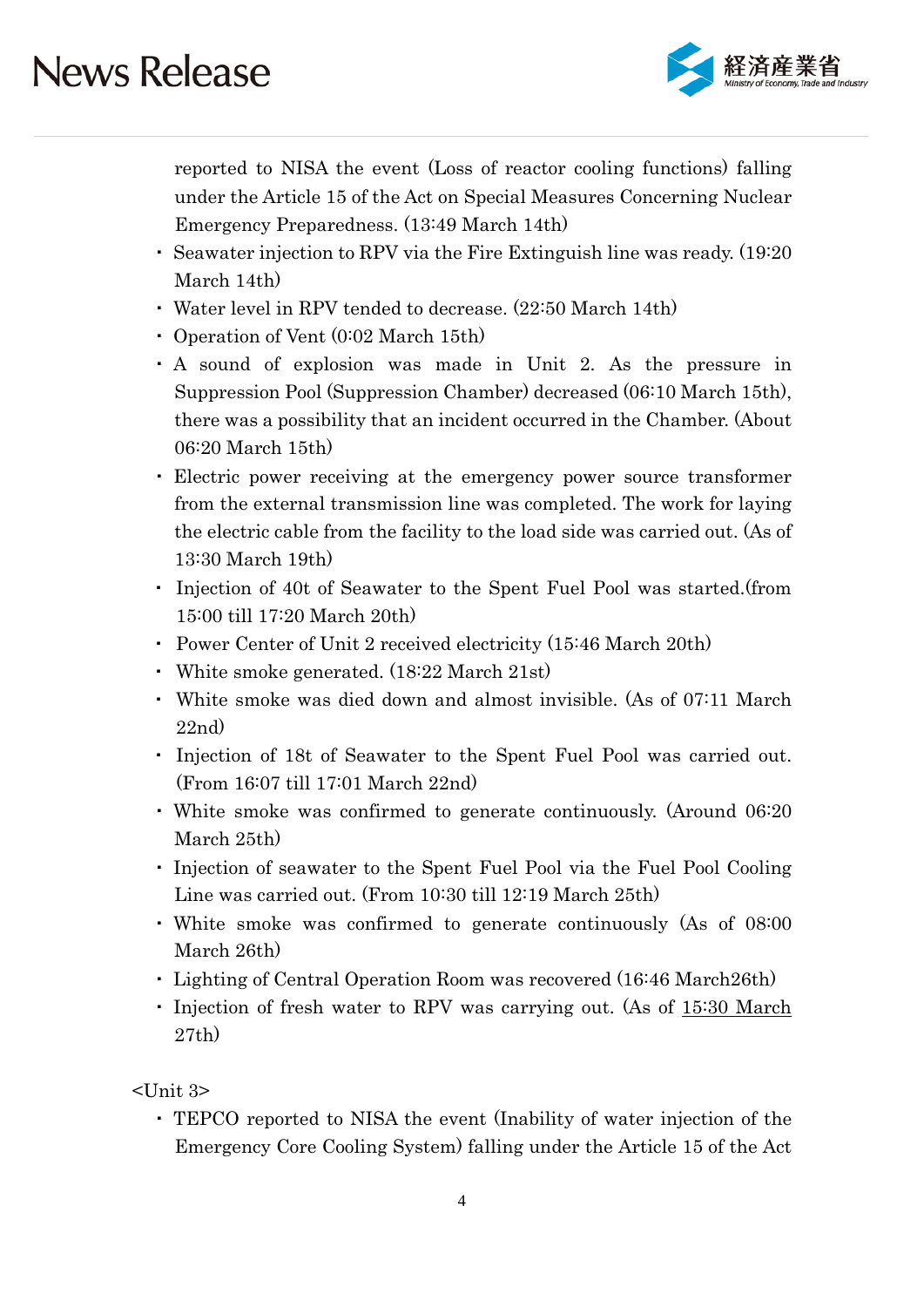reported to NISA the event (Loss of reactor cooling functions) falling under the Article 15 of the Act on Special Measures Concerning Nuclear Emergency Preparedness. (13:49 March 14th)

- Seawater injection to RPV via the Fire Extinguish line was ready. (19:20 March 14th)
- Water level in RPV tended to decrease. (22:50 March 14th)
- Operation of Vent (0:02 March 15th)
- A sound of explosion was made in Unit 2. As the pressure in Suppression Pool (Suppression Chamber) decreased (06:10 March 15th), there was a possibility that an incident occurred in the Chamber. (About 06:20 March 15th)
- Electric power receiving at the emergency power source transformer from the external transmission line was completed. The work for laying the electric cable from the facility to the load side was carried out. (As of 13:30 March 19th)
- Injection of 40t of Seawater to the Spent Fuel Pool was started.(from 15:00 till 17:20 March 20th)
- Power Center of Unit 2 received electricity (15:46 March 20th)
- White smoke generated. (18:22 March 21st)
- White smoke was died down and almost invisible. (As of 07:11 March 22nd)
- Injection of 18t of Seawater to the Spent Fuel Pool was carried out. (From 16:07 till 17:01 March 22nd)
- White smoke was confirmed to generate continuously. (Around 06:20 March 25th)
- Injection of seawater to the Spent Fuel Pool via the Fuel Pool Cooling Line was carried out. (From 10:30 till 12:19 March 25th)
- White smoke was confirmed to generate continuously (As of 08:00 March 26th)
- Lighting of Central Operation Room was recovered (16:46 March26th)
- Injection of fresh water to RPV was carrying out. (As of 15:30 March 27th)

<Unit 3>

- TEPCO reported to NISA the event (Inability of water injection of the Emergency Core Cooling System) falling under the Article 15 of the Act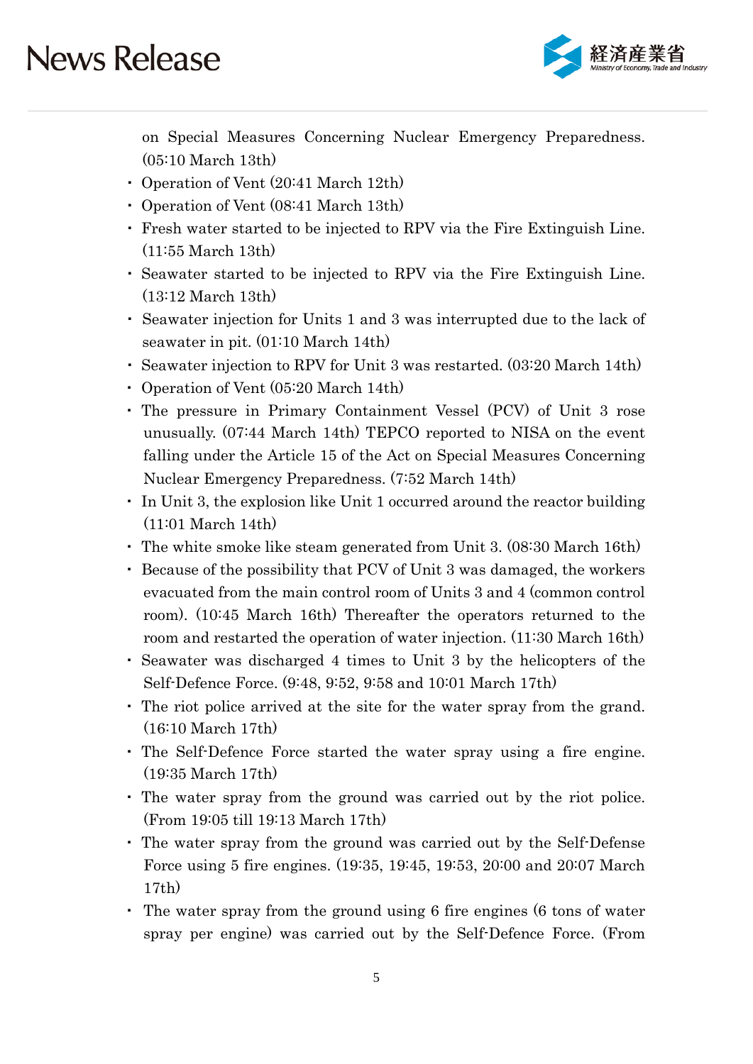on Special Measures Concerning Nuclear Emergency Preparedness. (05:10 March 13th)

- Operation of Vent (20:41 March 12th)
- Operation of Vent (08:41 March 13th)
- Fresh water started to be injected to RPV via the Fire Extinguish Line. (11:55 March 13th)
- Seawater started to be injected to RPV via the Fire Extinguish Line. (13:12 March 13th)
- Seawater injection for Units 1 and 3 was interrupted due to the lack of seawater in pit. (01:10 March 14th)
- Seawater injection to RPV for Unit 3 was restarted. (03:20 March 14th)
- Operation of Vent (05:20 March 14th)
- The pressure in Primary Containment Vessel (PCV) of Unit 3 rose unusually. (07:44 March 14th) TEPCO reported to NISA on the event falling under the Article 15 of the Act on Special Measures Concerning Nuclear Emergency Preparedness. (7:52 March 14th)
- In Unit 3, the explosion like Unit 1 occurred around the reactor building (11:01 March 14th)
- The white smoke like steam generated from Unit 3. (08:30 March 16th)
- Because of the possibility that PCV of Unit 3 was damaged, the workers evacuated from the main control room of Units 3 and 4 (common control room). (10:45 March 16th) Thereafter the operators returned to the room and restarted the operation of water injection. (11:30 March 16th)
- Seawater was discharged 4 times to Unit 3 by the helicopters of the Self-Defence Force. (9:48, 9:52, 9:58 and 10:01 March 17th)
- The riot police arrived at the site for the water spray from the grand. (16:10 March 17th)
- The Self-Defence Force started the water spray using a fire engine. (19:35 March 17th)
- The water spray from the ground was carried out by the riot police. (From 19:05 till 19:13 March 17th)
- The water spray from the ground was carried out by the Self-Defense Force using 5 fire engines. (19:35, 19:45, 19:53, 20:00 and 20:07 March 17th)
- The water spray from the ground using 6 fire engines (6 tons of water spray per engine) was carried out by the Self-Defence Force. (From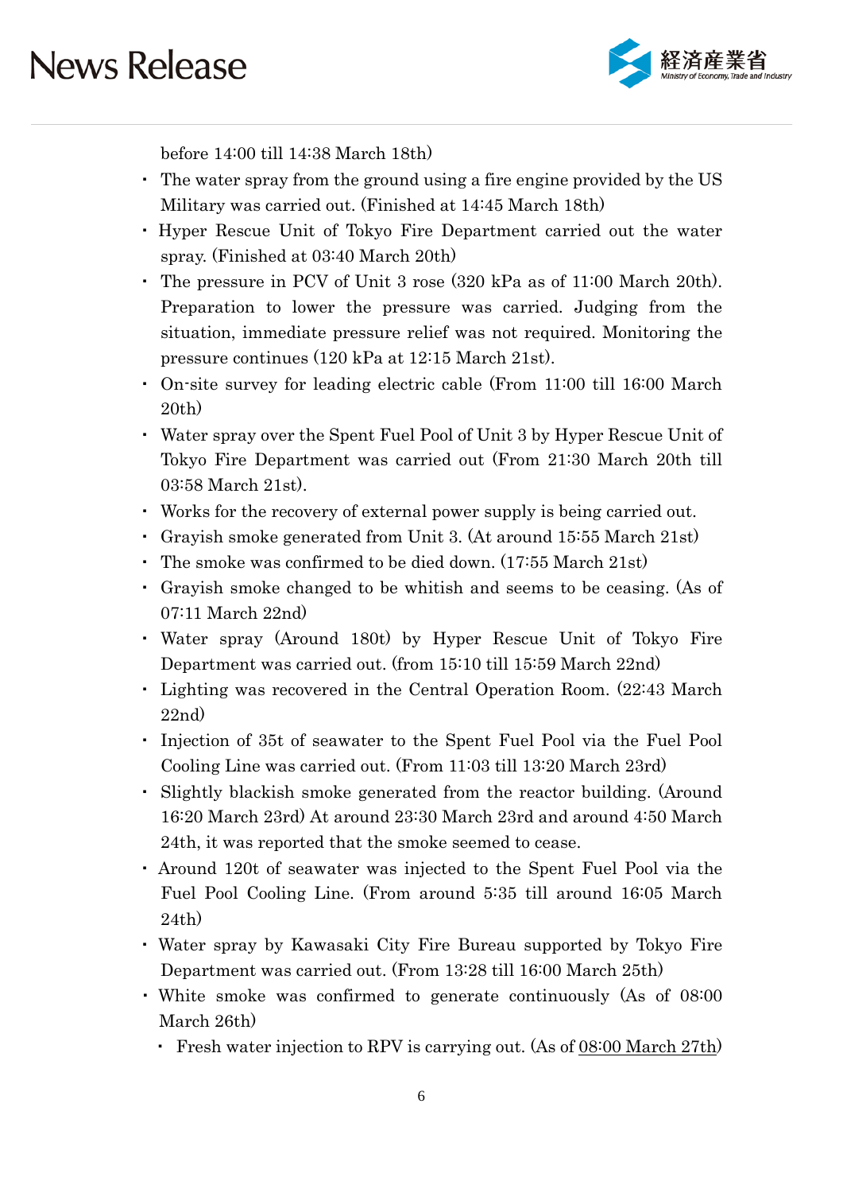before 14:00 till 14:38 March 18th)

- The water spray from the ground using a fire engine provided by the US Military was carried out. (Finished at 14:45 March 18th)
- Hyper Rescue Unit of Tokyo Fire Department carried out the water spray. (Finished at 03:40 March 20th)
- The pressure in PCV of Unit 3 rose (320 kPa as of 11:00 March 20th). Preparation to lower the pressure was carried. Judging from the situation, immediate pressure relief was not required. Monitoring the pressure continues (120 kPa at 12:15 March 21st).
- On-site survey for leading electric cable (From 11:00 till 16:00 March 20th)
- Water spray over the Spent Fuel Pool of Unit 3 by Hyper Rescue Unit of Tokyo Fire Department was carried out (From 21:30 March 20th till 03:58 March 21st).
- Works for the recovery of external power supply is being carried out.
- Grayish smoke generated from Unit 3. (At around 15:55 March 21st)
- The smoke was confirmed to be died down. (17:55 March 21st)
- Grayish smoke changed to be whitish and seems to be ceasing. (As of 07:11 March 22nd)
- Water spray (Around 180t) by Hyper Rescue Unit of Tokyo Fire Department was carried out. (from 15:10 till 15:59 March 22nd)
- Lighting was recovered in the Central Operation Room. (22:43 March 22nd)
- Injection of 35t of seawater to the Spent Fuel Pool via the Fuel Pool Cooling Line was carried out. (From 11:03 till 13:20 March 23rd)
- Slightly blackish smoke generated from the reactor building. (Around 16:20 March 23rd) At around 23:30 March 23rd and around 4:50 March 24th, it was reported that the smoke seemed to cease.
- Around 120t of seawater was injected to the Spent Fuel Pool via the Fuel Pool Cooling Line. (From around 5:35 till around 16:05 March 24th)
- Water spray by Kawasaki City Fire Bureau supported by Tokyo Fire Department was carried out. (From 13:28 till 16:00 March 25th)
- White smoke was confirmed to generate continuously (As of 08:00 March 26th)
  - Fresh water injection to RPV is carrying out. (As of 08:00 March 27th)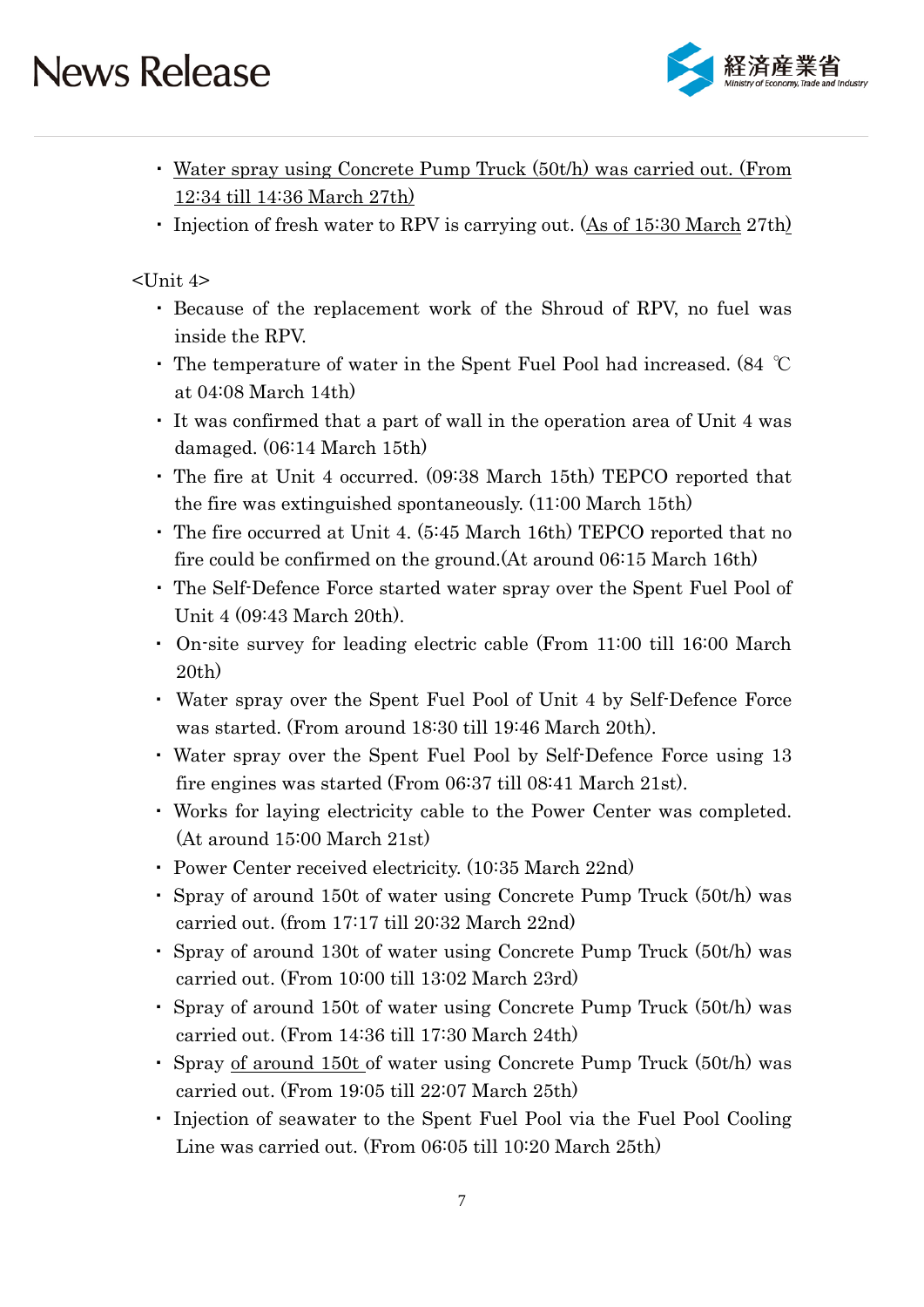- Water spray using Concrete Pump Truck (50t/h) was carried out. (From 12:34 till 14:36 March 27th)
- Injection of fresh water to RPV is carrying out. (As of 15:30 March 27th)

<Unit 4>

- Because of the replacement work of the Shroud of RPV, no fuel was inside the RPV.
- The temperature of water in the Spent Fuel Pool had increased. (84 ℃ at 04:08 March 14th)
- It was confirmed that a part of wall in the operation area of Unit 4 was damaged. (06:14 March 15th)
- The fire at Unit 4 occurred. (09:38 March 15th) TEPCO reported that the fire was extinguished spontaneously. (11:00 March 15th)
- The fire occurred at Unit 4. (5:45 March 16th) TEPCO reported that no fire could be confirmed on the ground.(At around 06:15 March 16th)
- The Self-Defence Force started water spray over the Spent Fuel Pool of Unit 4 (09:43 March 20th).
- On-site survey for leading electric cable (From 11:00 till 16:00 March 20th)
- Water spray over the Spent Fuel Pool of Unit 4 by Self-Defence Force was started. (From around 18:30 till 19:46 March 20th).
- Water spray over the Spent Fuel Pool by Self-Defence Force using 13 fire engines was started (From 06:37 till 08:41 March 21st).
- Works for laying electricity cable to the Power Center was completed. (At around 15:00 March 21st)
- Power Center received electricity. (10:35 March 22nd)
- Spray of around 150t of water using Concrete Pump Truck (50t/h) was carried out. (from 17:17 till 20:32 March 22nd)
- Spray of around 130t of water using Concrete Pump Truck (50t/h) was carried out. (From 10:00 till 13:02 March 23rd)
- Spray of around 150t of water using Concrete Pump Truck (50t/h) was carried out. (From 14:36 till 17:30 March 24th)
- Spray of around 150t of water using Concrete Pump Truck (50t/h) was carried out. (From 19:05 till 22:07 March 25th)
- Injection of seawater to the Spent Fuel Pool via the Fuel Pool Cooling Line was carried out. (From 06:05 till 10:20 March 25th)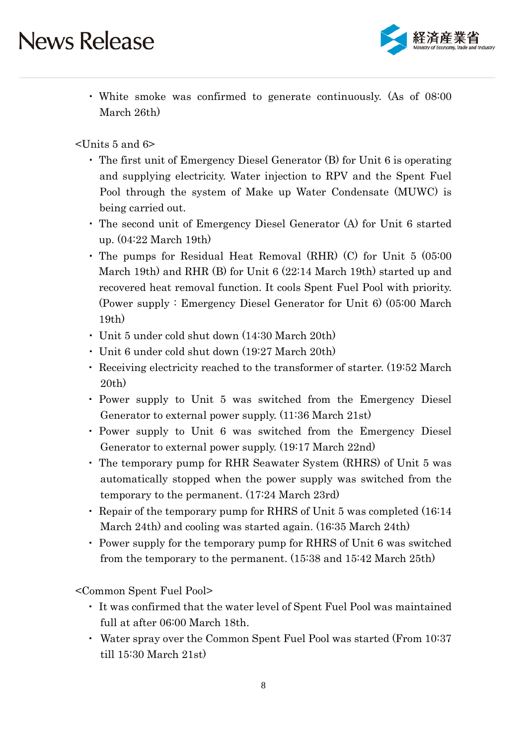- White smoke was confirmed to generate continuously. (As of 08:00 March 26th)

<Units 5 and 6>

- The first unit of Emergency Diesel Generator (B) for Unit 6 is operating and supplying electricity. Water injection to RPV and the Spent Fuel Pool through the system of Make up Water Condensate (MUWC) is being carried out.
- The second unit of Emergency Diesel Generator (A) for Unit 6 started up. (04:22 March 19th)
- The pumps for Residual Heat Removal (RHR) (C) for Unit 5 (05:00 March 19th) and RHR (B) for Unit 6 (22:14 March 19th) started up and recovered heat removal function. It cools Spent Fuel Pool with priority. (Power supply : Emergency Diesel Generator for Unit 6) (05:00 March 19th)
- Unit 5 under cold shut down (14:30 March 20th)
- Unit 6 under cold shut down (19:27 March 20th)
- Receiving electricity reached to the transformer of starter. (19:52 March 20th)
- Power supply to Unit 5 was switched from the Emergency Diesel Generator to external power supply. (11:36 March 21st)
- Power supply to Unit 6 was switched from the Emergency Diesel Generator to external power supply. (19:17 March 22nd)
- The temporary pump for RHR Seawater System (RHRS) of Unit 5 was automatically stopped when the power supply was switched from the temporary to the permanent. (17:24 March 23rd)
- Repair of the temporary pump for RHRS of Unit 5 was completed (16:14 March 24th) and cooling was started again. (16:35 March 24th)
- Power supply for the temporary pump for RHRS of Unit 6 was switched from the temporary to the permanent. (15:38 and 15:42 March 25th)

<Common Spent Fuel Pool>

- It was confirmed that the water level of Spent Fuel Pool was maintained full at after 06:00 March 18th.
- Water spray over the Common Spent Fuel Pool was started (From 10:37 till 15:30 March 21st)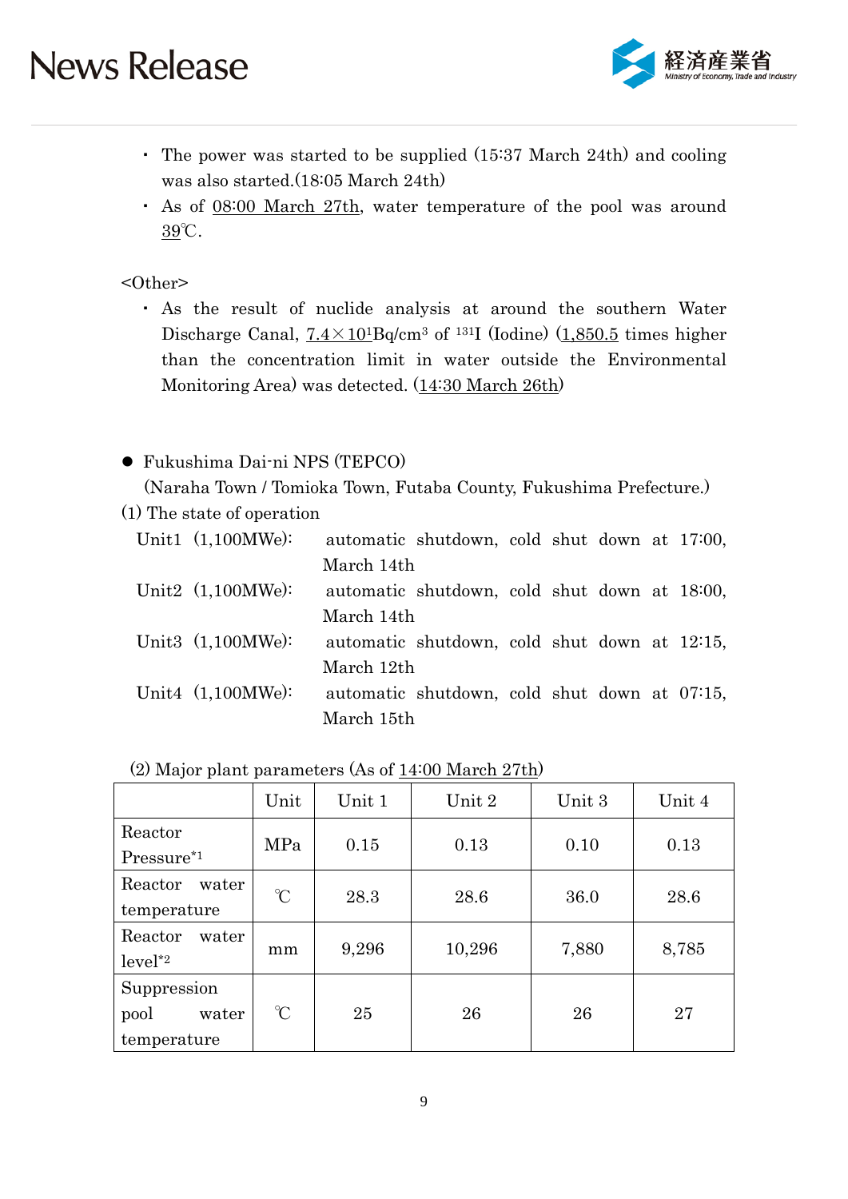- The power was started to be supplied (15:37 March 24th) and cooling was also started.(18:05 March 24th)
- As of 08:00 March 27th, water temperature of the pool was around 39℃.

<Other>

- As the result of nuclide analysis at around the southern Water Discharge Canal, $7.4\times10^{1}$Bq/cm$^{3}$ of $^{131}$I (Iodine) (1,850.5 times higher than the concentration limit in water outside the Environmental Monitoring Area) was detected. (14:30 March 26th)

- Fukushima Dai-ni NPS (TEPCO)
  (Naraha Town / Tomioka Town, Futaba County, Fukushima Prefecture.)

(1) The state of operation

Unit1 (1,100MWe): automatic shutdown, cold shut down at 17:00, March 14th

Unit2 (1,100MWe): automatic shutdown, cold shut down at 18:00, March 14th

Unit3 (1,100MWe): automatic shutdown, cold shut down at 12:15, March 12th

Unit4 (1,100MWe): automatic shutdown, cold shut down at 07:15, March 15th

(2) Major plant parameters (As of 14:00 March 27th)

| | Unit | Unit 1 | Unit 2 | Unit 3 | Unit 4 |
|---|---|---|---|---|---|
| Reactor Pressure*1 | MPa | 0.15 | 0.13 | 0.10 | 0.13 |
| Reactor water temperature | ℃ | 28.3 | 28.6 | 36.0 | 28.6 |
| Reactor water level*2 | mm | 9,296 | 10,296 | 7,880 | 8,785 |
| Suppression pool water temperature | ℃ | 25 | 26 | 26 | 27 |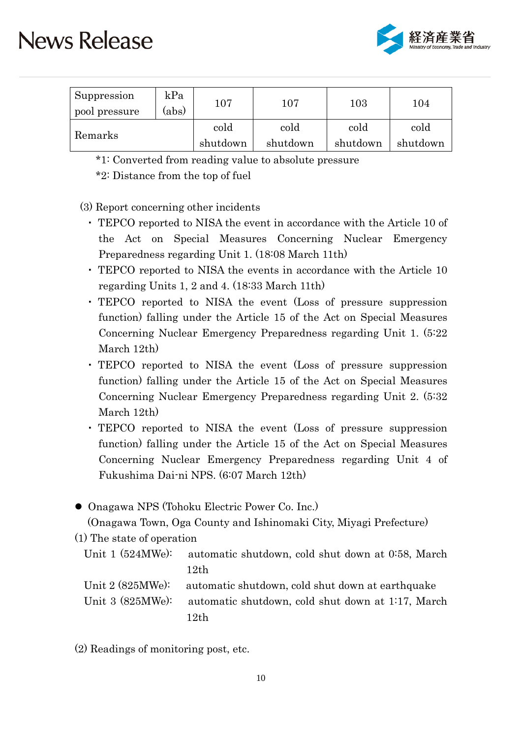| Suppression pool pressure | kPa (abs) | 107 | 107 | 103 | 104 |
|---|---|---|---|---|---|
| Remarks | | cold shutdown | cold shutdown | cold shutdown | cold shutdown |

*1: Converted from reading value to absolute pressure

*2: Distance from the top of fuel

(3) Report concerning other incidents

- TEPCO reported to NISA the event in accordance with the Article 10 of the Act on Special Measures Concerning Nuclear Emergency Preparedness regarding Unit 1. (18:08 March 11th)
- TEPCO reported to NISA the events in accordance with the Article 10 regarding Units 1, 2 and 4. (18:33 March 11th)
- TEPCO reported to NISA the event (Loss of pressure suppression function) falling under the Article 15 of the Act on Special Measures Concerning Nuclear Emergency Preparedness regarding Unit 1. (5:22 March 12th)
- TEPCO reported to NISA the event (Loss of pressure suppression function) falling under the Article 15 of the Act on Special Measures Concerning Nuclear Emergency Preparedness regarding Unit 2. (5:32 March 12th)
- TEPCO reported to NISA the event (Loss of pressure suppression function) falling under the Article 15 of the Act on Special Measures Concerning Nuclear Emergency Preparedness regarding Unit 4 of Fukushima Dai-ni NPS. (6:07 March 12th)

● Onagawa NPS (Tohoku Electric Power Co. Inc.)
(Onagawa Town, Oga County and Ishinomaki City, Miyagi Prefecture)

(1) The state of operation

Unit 1 (524MWe): automatic shutdown, cold shut down at 0:58, March 12th

Unit 2 (825MWe): automatic shutdown, cold shut down at earthquake

Unit 3 (825MWe): automatic shutdown, cold shut down at 1:17, March 12th

(2) Readings of monitoring post, etc.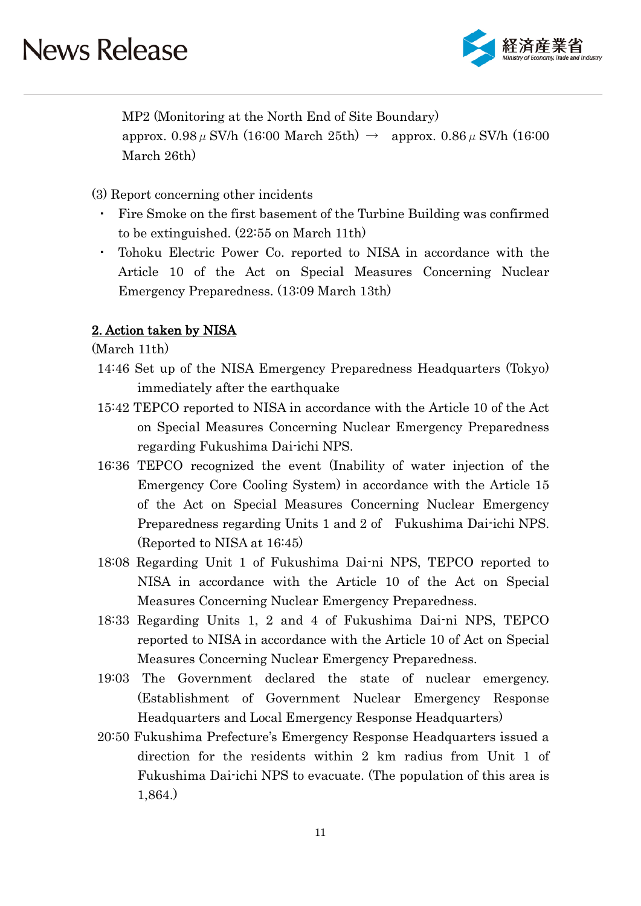MP2 (Monitoring at the North End of Site Boundary)
approx. 0.98 μSV/h (16:00 March 25th) → approx. 0.86 μSV/h (16:00 March 26th)

(3) Report concerning other incidents

- Fire Smoke on the first basement of the Turbine Building was confirmed to be extinguished. (22:55 on March 11th)
- Tohoku Electric Power Co. reported to NISA in accordance with the Article 10 of the Act on Special Measures Concerning Nuclear Emergency Preparedness. (13:09 March 13th)

## 2. Action taken by NISA

(March 11th)

14:46 Set up of the NISA Emergency Preparedness Headquarters (Tokyo) immediately after the earthquake

15:42 TEPCO reported to NISA in accordance with the Article 10 of the Act on Special Measures Concerning Nuclear Emergency Preparedness regarding Fukushima Dai-ichi NPS.

16:36 TEPCO recognized the event (Inability of water injection of the Emergency Core Cooling System) in accordance with the Article 15 of the Act on Special Measures Concerning Nuclear Emergency Preparedness regarding Units 1 and 2 of Fukushima Dai-ichi NPS. (Reported to NISA at 16:45)

18:08 Regarding Unit 1 of Fukushima Dai-ni NPS, TEPCO reported to NISA in accordance with the Article 10 of the Act on Special Measures Concerning Nuclear Emergency Preparedness.

18:33 Regarding Units 1, 2 and 4 of Fukushima Dai-ni NPS, TEPCO reported to NISA in accordance with the Article 10 of Act on Special Measures Concerning Nuclear Emergency Preparedness.

19:03 The Government declared the state of nuclear emergency. (Establishment of Government Nuclear Emergency Response Headquarters and Local Emergency Response Headquarters)

20:50 Fukushima Prefecture's Emergency Response Headquarters issued a direction for the residents within 2 km radius from Unit 1 of Fukushima Dai-ichi NPS to evacuate. (The population of this area is 1,864.)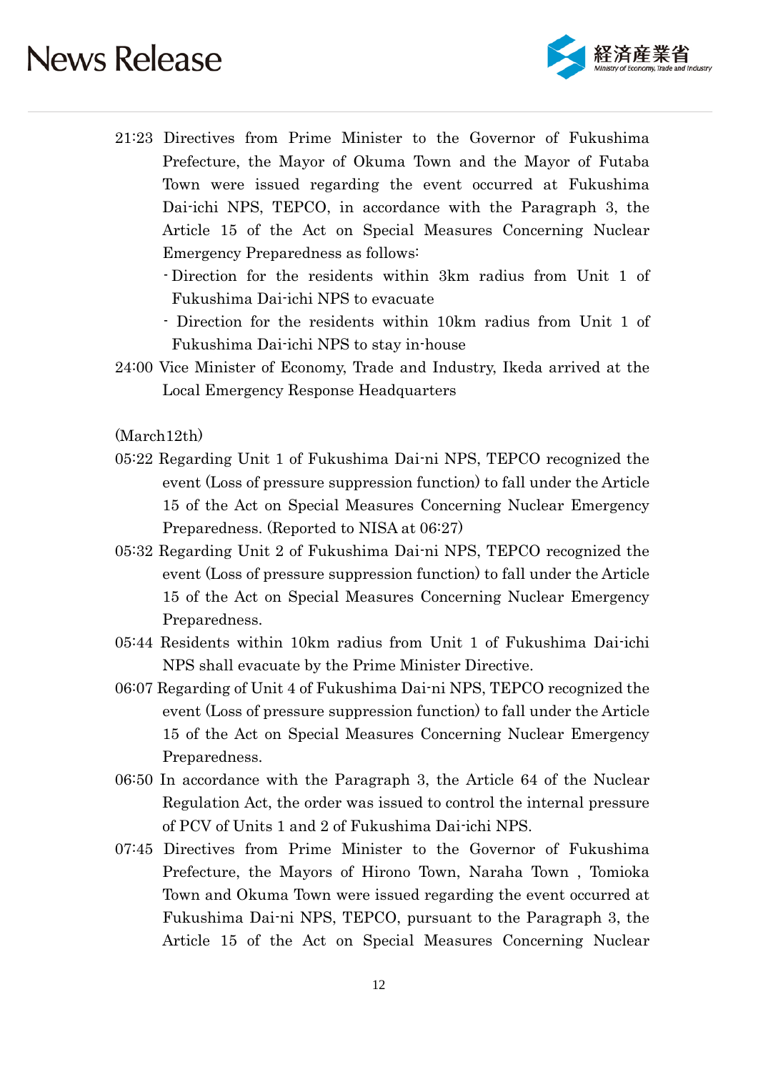21:23 Directives from Prime Minister to the Governor of Fukushima Prefecture, the Mayor of Okuma Town and the Mayor of Futaba Town were issued regarding the event occurred at Fukushima Dai-ichi NPS, TEPCO, in accordance with the Paragraph 3, the Article 15 of the Act on Special Measures Concerning Nuclear Emergency Preparedness as follows:

- Direction for the residents within 3km radius from Unit 1 of Fukushima Dai-ichi NPS to evacuate
- Direction for the residents within 10km radius from Unit 1 of Fukushima Dai-ichi NPS to stay in-house

24:00 Vice Minister of Economy, Trade and Industry, Ikeda arrived at the Local Emergency Response Headquarters

(March12th)

05:22 Regarding Unit 1 of Fukushima Dai-ni NPS, TEPCO recognized the event (Loss of pressure suppression function) to fall under the Article 15 of the Act on Special Measures Concerning Nuclear Emergency Preparedness. (Reported to NISA at 06:27)

05:32 Regarding Unit 2 of Fukushima Dai-ni NPS, TEPCO recognized the event (Loss of pressure suppression function) to fall under the Article 15 of the Act on Special Measures Concerning Nuclear Emergency Preparedness.

05:44 Residents within 10km radius from Unit 1 of Fukushima Dai-ichi NPS shall evacuate by the Prime Minister Directive.

06:07 Regarding of Unit 4 of Fukushima Dai-ni NPS, TEPCO recognized the event (Loss of pressure suppression function) to fall under the Article 15 of the Act on Special Measures Concerning Nuclear Emergency Preparedness.

06:50 In accordance with the Paragraph 3, the Article 64 of the Nuclear Regulation Act, the order was issued to control the internal pressure of PCV of Units 1 and 2 of Fukushima Dai-ichi NPS.

07:45 Directives from Prime Minister to the Governor of Fukushima Prefecture, the Mayors of Hirono Town, Naraha Town , Tomioka Town and Okuma Town were issued regarding the event occurred at Fukushima Dai-ni NPS, TEPCO, pursuant to the Paragraph 3, the Article 15 of the Act on Special Measures Concerning Nuclear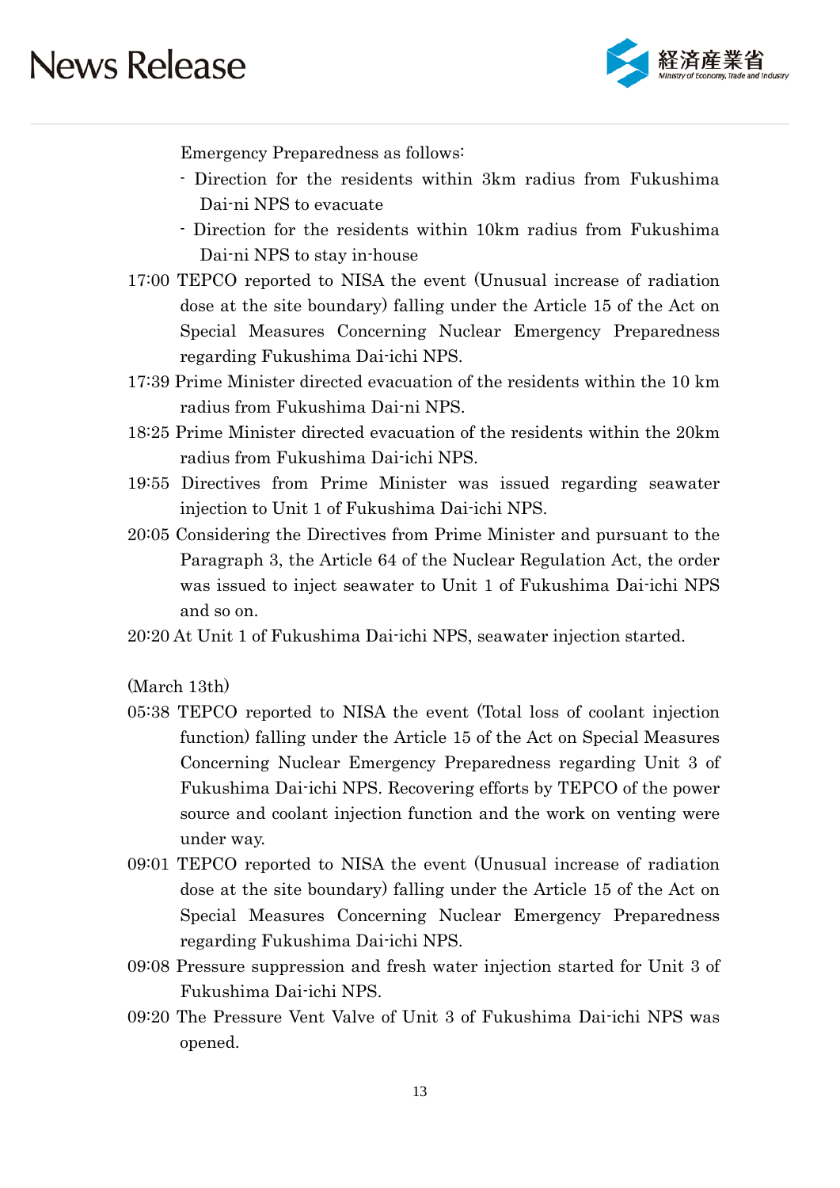Emergency Preparedness as follows:

- Direction for the residents within 3km radius from Fukushima Dai-ni NPS to evacuate
- Direction for the residents within 10km radius from Fukushima Dai-ni NPS to stay in-house

17:00 TEPCO reported to NISA the event (Unusual increase of radiation dose at the site boundary) falling under the Article 15 of the Act on Special Measures Concerning Nuclear Emergency Preparedness regarding Fukushima Dai-ichi NPS.

17:39 Prime Minister directed evacuation of the residents within the 10 km radius from Fukushima Dai-ni NPS.

18:25 Prime Minister directed evacuation of the residents within the 20km radius from Fukushima Dai-ichi NPS.

19:55 Directives from Prime Minister was issued regarding seawater injection to Unit 1 of Fukushima Dai-ichi NPS.

20:05 Considering the Directives from Prime Minister and pursuant to the Paragraph 3, the Article 64 of the Nuclear Regulation Act, the order was issued to inject seawater to Unit 1 of Fukushima Dai-ichi NPS and so on.

20:20 At Unit 1 of Fukushima Dai-ichi NPS, seawater injection started.

(March 13th)

05:38 TEPCO reported to NISA the event (Total loss of coolant injection function) falling under the Article 15 of the Act on Special Measures Concerning Nuclear Emergency Preparedness regarding Unit 3 of Fukushima Dai-ichi NPS. Recovering efforts by TEPCO of the power source and coolant injection function and the work on venting were under way.

09:01 TEPCO reported to NISA the event (Unusual increase of radiation dose at the site boundary) falling under the Article 15 of the Act on Special Measures Concerning Nuclear Emergency Preparedness regarding Fukushima Dai-ichi NPS.

09:08 Pressure suppression and fresh water injection started for Unit 3 of Fukushima Dai-ichi NPS.

09:20 The Pressure Vent Valve of Unit 3 of Fukushima Dai-ichi NPS was opened.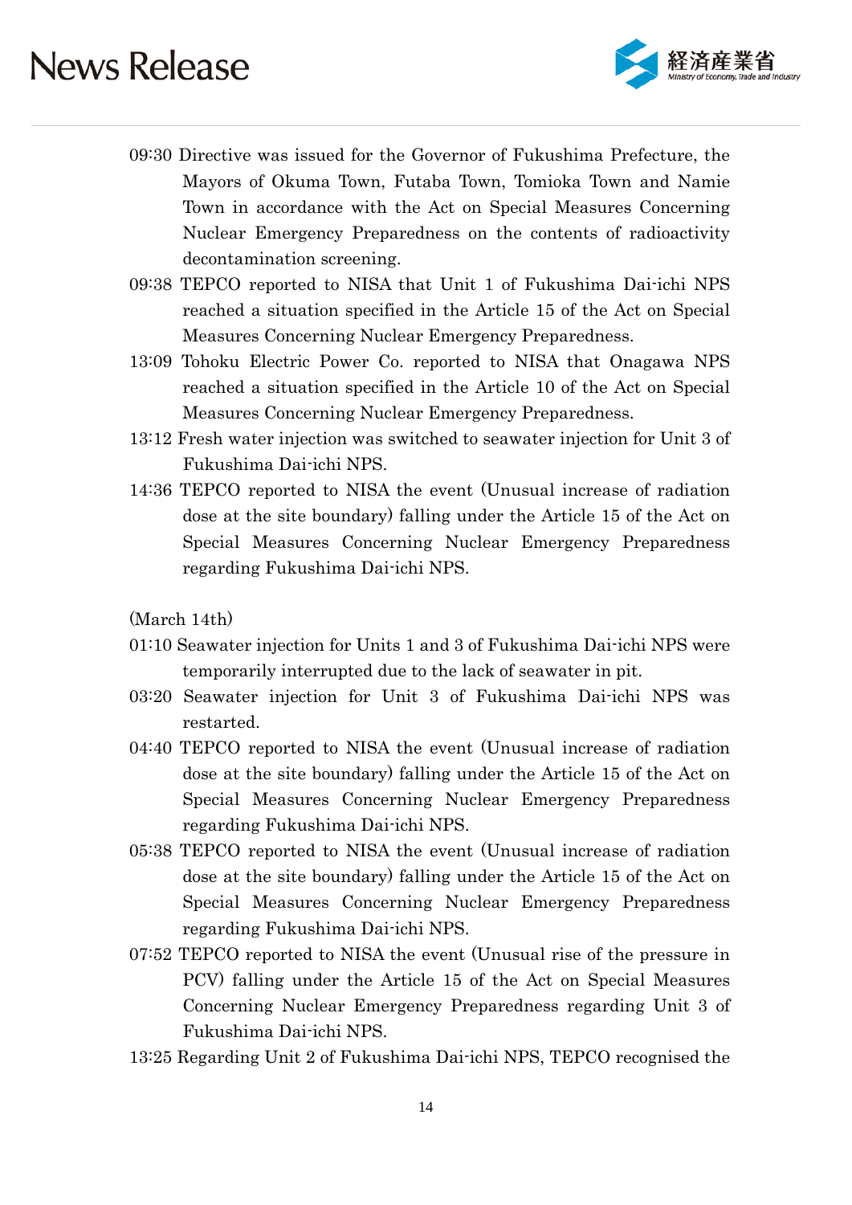09:30 Directive was issued for the Governor of Fukushima Prefecture, the Mayors of Okuma Town, Futaba Town, Tomioka Town and Namie Town in accordance with the Act on Special Measures Concerning Nuclear Emergency Preparedness on the contents of radioactivity decontamination screening.

09:38 TEPCO reported to NISA that Unit 1 of Fukushima Dai-ichi NPS reached a situation specified in the Article 15 of the Act on Special Measures Concerning Nuclear Emergency Preparedness.

13:09 Tohoku Electric Power Co. reported to NISA that Onagawa NPS reached a situation specified in the Article 10 of the Act on Special Measures Concerning Nuclear Emergency Preparedness.

13:12 Fresh water injection was switched to seawater injection for Unit 3 of Fukushima Dai-ichi NPS.

14:36 TEPCO reported to NISA the event (Unusual increase of radiation dose at the site boundary) falling under the Article 15 of the Act on Special Measures Concerning Nuclear Emergency Preparedness regarding Fukushima Dai-ichi NPS.

(March 14th)

01:10 Seawater injection for Units 1 and 3 of Fukushima Dai-ichi NPS were temporarily interrupted due to the lack of seawater in pit.

03:20 Seawater injection for Unit 3 of Fukushima Dai-ichi NPS was restarted.

04:40 TEPCO reported to NISA the event (Unusual increase of radiation dose at the site boundary) falling under the Article 15 of the Act on Special Measures Concerning Nuclear Emergency Preparedness regarding Fukushima Dai-ichi NPS.

05:38 TEPCO reported to NISA the event (Unusual increase of radiation dose at the site boundary) falling under the Article 15 of the Act on Special Measures Concerning Nuclear Emergency Preparedness regarding Fukushima Dai-ichi NPS.

07:52 TEPCO reported to NISA the event (Unusual rise of the pressure in PCV) falling under the Article 15 of the Act on Special Measures Concerning Nuclear Emergency Preparedness regarding Unit 3 of Fukushima Dai-ichi NPS.

13:25 Regarding Unit 2 of Fukushima Dai-ichi NPS, TEPCO recognised the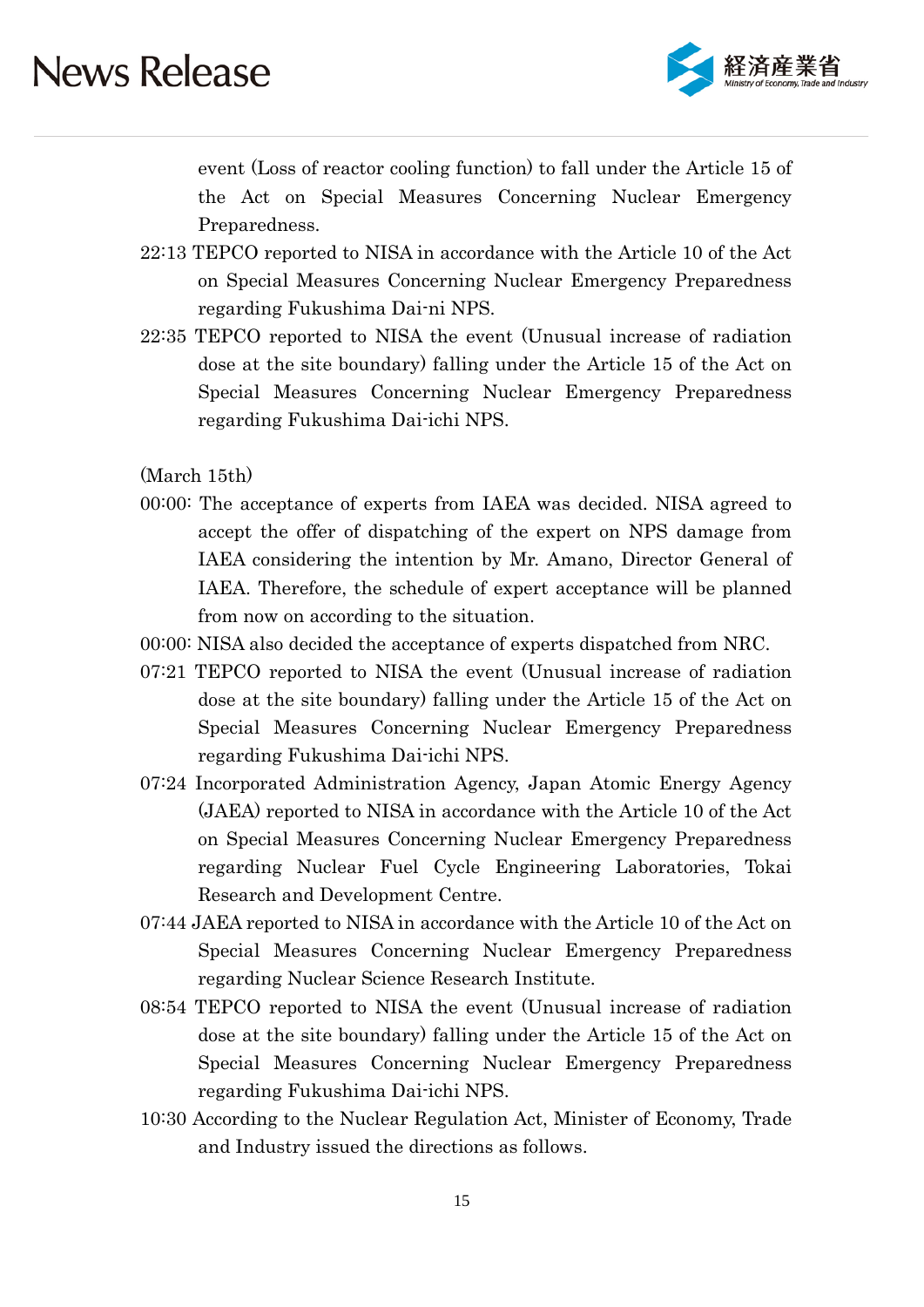event (Loss of reactor cooling function) to fall under the Article 15 of the Act on Special Measures Concerning Nuclear Emergency Preparedness.

22:13 TEPCO reported to NISA in accordance with the Article 10 of the Act on Special Measures Concerning Nuclear Emergency Preparedness regarding Fukushima Dai-ni NPS.

22:35 TEPCO reported to NISA the event (Unusual increase of radiation dose at the site boundary) falling under the Article 15 of the Act on Special Measures Concerning Nuclear Emergency Preparedness regarding Fukushima Dai-ichi NPS.

(March 15th)

00:00: The acceptance of experts from IAEA was decided. NISA agreed to accept the offer of dispatching of the expert on NPS damage from IAEA considering the intention by Mr. Amano, Director General of IAEA. Therefore, the schedule of expert acceptance will be planned from now on according to the situation.

00:00: NISA also decided the acceptance of experts dispatched from NRC.

07:21 TEPCO reported to NISA the event (Unusual increase of radiation dose at the site boundary) falling under the Article 15 of the Act on Special Measures Concerning Nuclear Emergency Preparedness regarding Fukushima Dai-ichi NPS.

07:24 Incorporated Administration Agency, Japan Atomic Energy Agency (JAEA) reported to NISA in accordance with the Article 10 of the Act on Special Measures Concerning Nuclear Emergency Preparedness regarding Nuclear Fuel Cycle Engineering Laboratories, Tokai Research and Development Centre.

07:44 JAEA reported to NISA in accordance with the Article 10 of the Act on Special Measures Concerning Nuclear Emergency Preparedness regarding Nuclear Science Research Institute.

08:54 TEPCO reported to NISA the event (Unusual increase of radiation dose at the site boundary) falling under the Article 15 of the Act on Special Measures Concerning Nuclear Emergency Preparedness regarding Fukushima Dai-ichi NPS.

10:30 According to the Nuclear Regulation Act, Minister of Economy, Trade and Industry issued the directions as follows.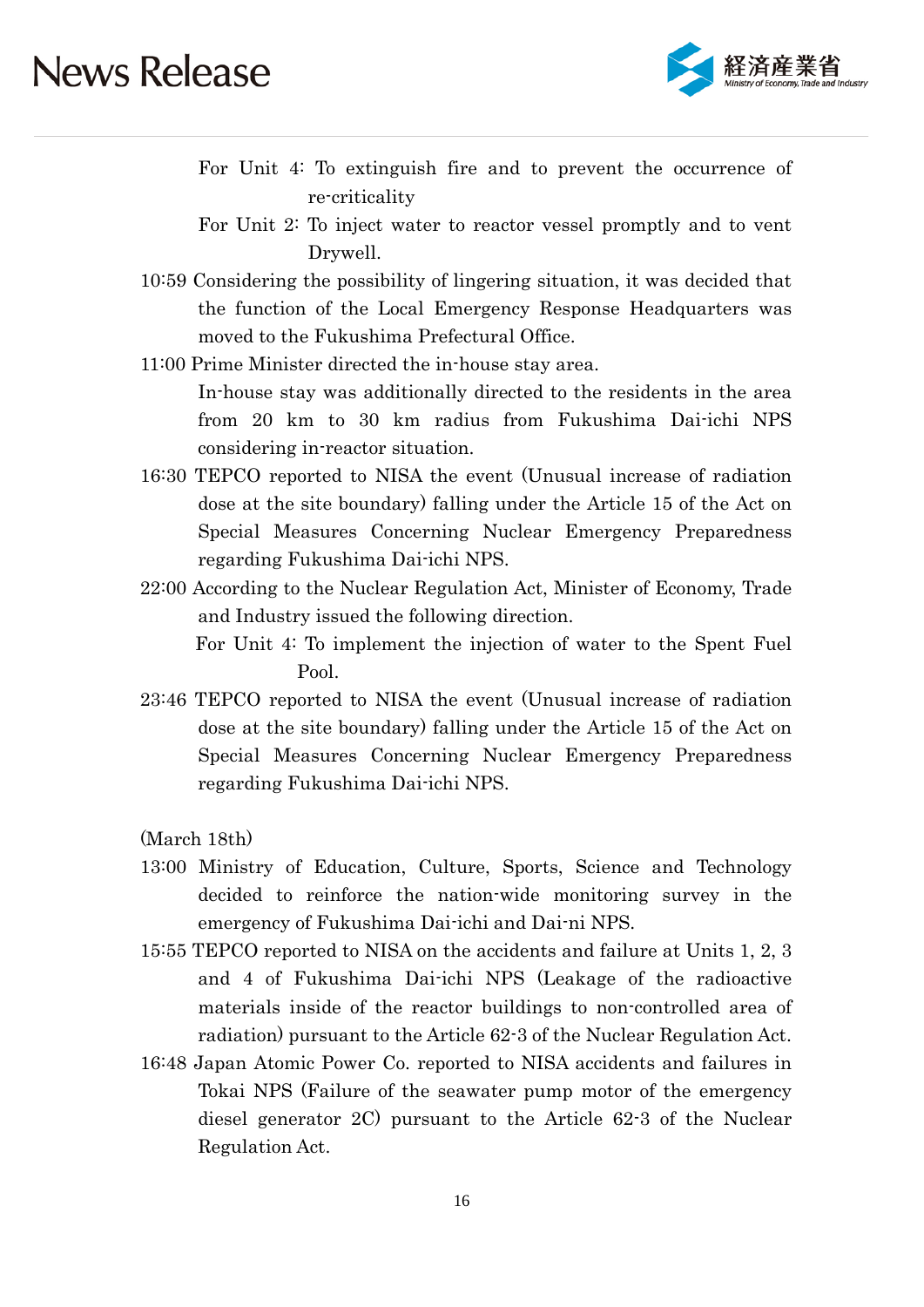For Unit 4: To extinguish fire and to prevent the occurrence of re-criticality

For Unit 2: To inject water to reactor vessel promptly and to vent Drywell.

10:59 Considering the possibility of lingering situation, it was decided that the function of the Local Emergency Response Headquarters was moved to the Fukushima Prefectural Office.

11:00 Prime Minister directed the in-house stay area.
In-house stay was additionally directed to the residents in the area from 20 km to 30 km radius from Fukushima Dai-ichi NPS considering in-reactor situation.

16:30 TEPCO reported to NISA the event (Unusual increase of radiation dose at the site boundary) falling under the Article 15 of the Act on Special Measures Concerning Nuclear Emergency Preparedness regarding Fukushima Dai-ichi NPS.

22:00 According to the Nuclear Regulation Act, Minister of Economy, Trade and Industry issued the following direction.

For Unit 4: To implement the injection of water to the Spent Fuel Pool.

23:46 TEPCO reported to NISA the event (Unusual increase of radiation dose at the site boundary) falling under the Article 15 of the Act on Special Measures Concerning Nuclear Emergency Preparedness regarding Fukushima Dai-ichi NPS.

(March 18th)

13:00 Ministry of Education, Culture, Sports, Science and Technology decided to reinforce the nation-wide monitoring survey in the emergency of Fukushima Dai-ichi and Dai-ni NPS.

15:55 TEPCO reported to NISA on the accidents and failure at Units 1, 2, 3 and 4 of Fukushima Dai-ichi NPS (Leakage of the radioactive materials inside of the reactor buildings to non-controlled area of radiation) pursuant to the Article 62-3 of the Nuclear Regulation Act.

16:48 Japan Atomic Power Co. reported to NISA accidents and failures in Tokai NPS (Failure of the seawater pump motor of the emergency diesel generator 2C) pursuant to the Article 62-3 of the Nuclear Regulation Act.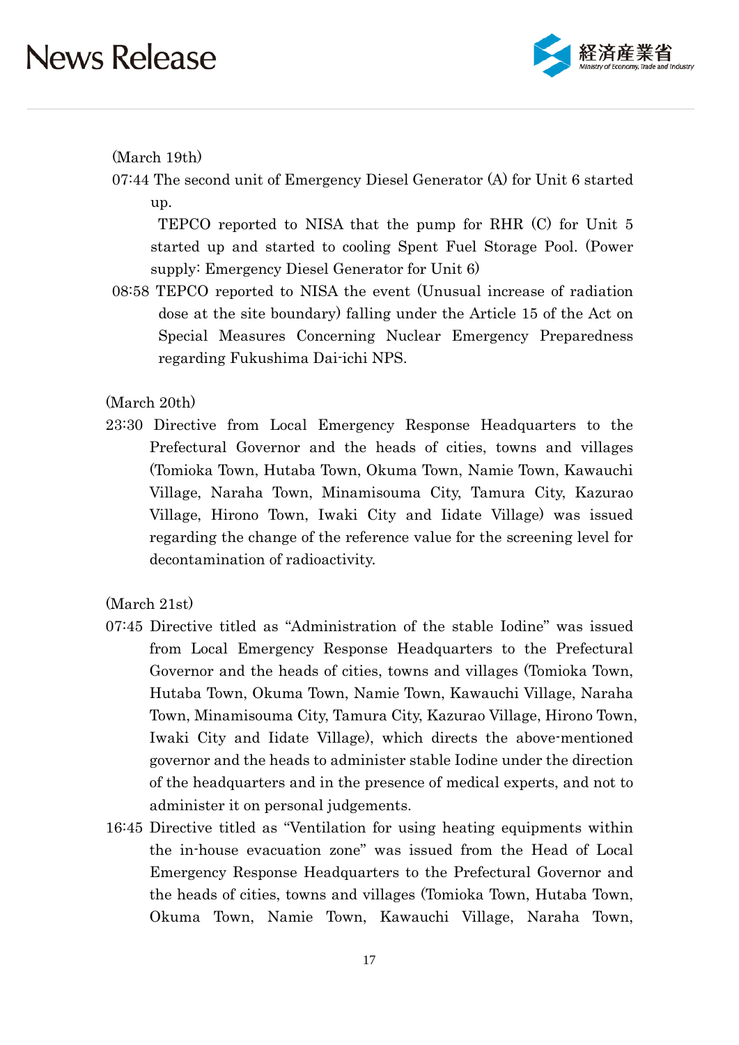(March 19th)

07:44 The second unit of Emergency Diesel Generator (A) for Unit 6 started up.

TEPCO reported to NISA that the pump for RHR (C) for Unit 5 started up and started to cooling Spent Fuel Storage Pool. (Power supply: Emergency Diesel Generator for Unit 6)

08:58 TEPCO reported to NISA the event (Unusual increase of radiation dose at the site boundary) falling under the Article 15 of the Act on Special Measures Concerning Nuclear Emergency Preparedness regarding Fukushima Dai-ichi NPS.

(March 20th)

23:30 Directive from Local Emergency Response Headquarters to the Prefectural Governor and the heads of cities, towns and villages (Tomioka Town, Hutaba Town, Okuma Town, Namie Town, Kawauchi Village, Naraha Town, Minamisouma City, Tamura City, Kazurao Village, Hirono Town, Iwaki City and Iidate Village) was issued regarding the change of the reference value for the screening level for decontamination of radioactivity.

(March 21st)

07:45 Directive titled as "Administration of the stable Iodine" was issued from Local Emergency Response Headquarters to the Prefectural Governor and the heads of cities, towns and villages (Tomioka Town, Hutaba Town, Okuma Town, Namie Town, Kawauchi Village, Naraha Town, Minamisouma City, Tamura City, Kazurao Village, Hirono Town, Iwaki City and Iidate Village), which directs the above-mentioned governor and the heads to administer stable Iodine under the direction of the headquarters and in the presence of medical experts, and not to administer it on personal judgements.

16:45 Directive titled as "Ventilation for using heating equipments within the in-house evacuation zone" was issued from the Head of Local Emergency Response Headquarters to the Prefectural Governor and the heads of cities, towns and villages (Tomioka Town, Hutaba Town, Okuma Town, Namie Town, Kawauchi Village, Naraha Town,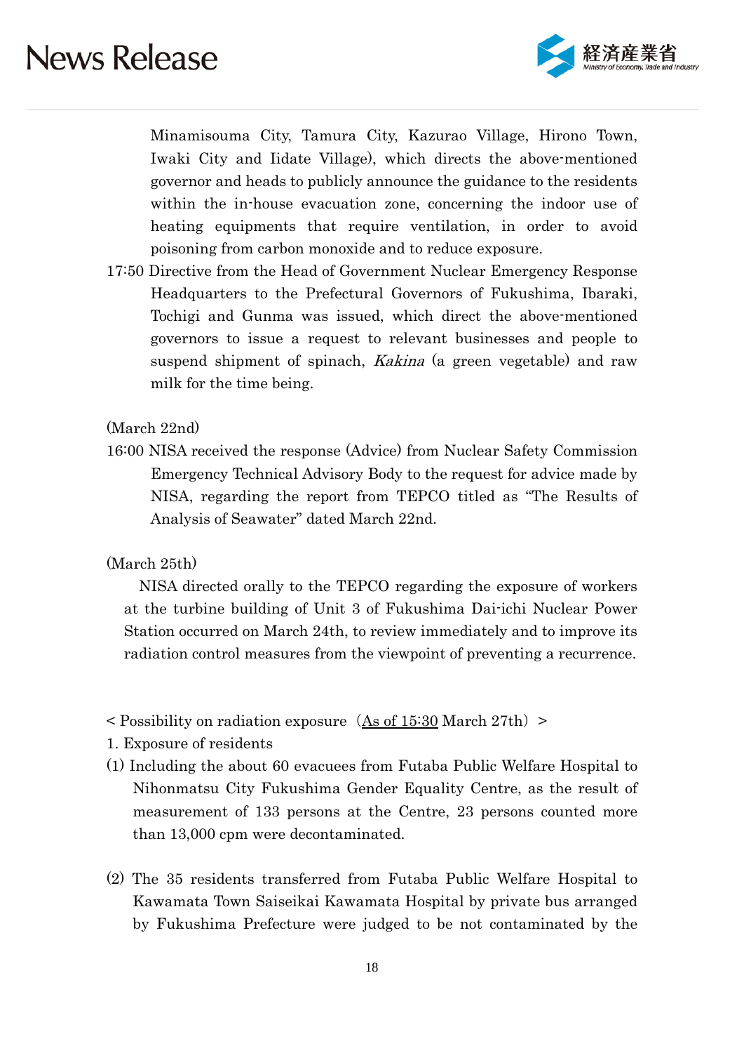Minamisouma City, Tamura City, Kazurao Village, Hirono Town, Iwaki City and Iidate Village), which directs the above-mentioned governor and heads to publicly announce the guidance to the residents within the in-house evacuation zone, concerning the indoor use of heating equipments that require ventilation, in order to avoid poisoning from carbon monoxide and to reduce exposure.

17:50 Directive from the Head of Government Nuclear Emergency Response Headquarters to the Prefectural Governors of Fukushima, Ibaraki, Tochigi and Gunma was issued, which direct the above-mentioned governors to issue a request to relevant businesses and people to suspend shipment of spinach, *Kakina* (a green vegetable) and raw milk for the time being.

(March 22nd)

16:00 NISA received the response (Advice) from Nuclear Safety Commission Emergency Technical Advisory Body to the request for advice made by NISA, regarding the report from TEPCO titled as "The Results of Analysis of Seawater" dated March 22nd.

(March 25th)

NISA directed orally to the TEPCO regarding the exposure of workers at the turbine building of Unit 3 of Fukushima Dai-ichi Nuclear Power Station occurred on March 24th, to review immediately and to improve its radiation control measures from the viewpoint of preventing a recurrence.

< Possibility on radiation exposure（As of 15:30 March 27th）>

1. Exposure of residents

(1) Including the about 60 evacuees from Futaba Public Welfare Hospital to Nihonmatsu City Fukushima Gender Equality Centre, as the result of measurement of 133 persons at the Centre, 23 persons counted more than 13,000 cpm were decontaminated.

(2) The 35 residents transferred from Futaba Public Welfare Hospital to Kawamata Town Saiseikai Kawamata Hospital by private bus arranged by Fukushima Prefecture were judged to be not contaminated by the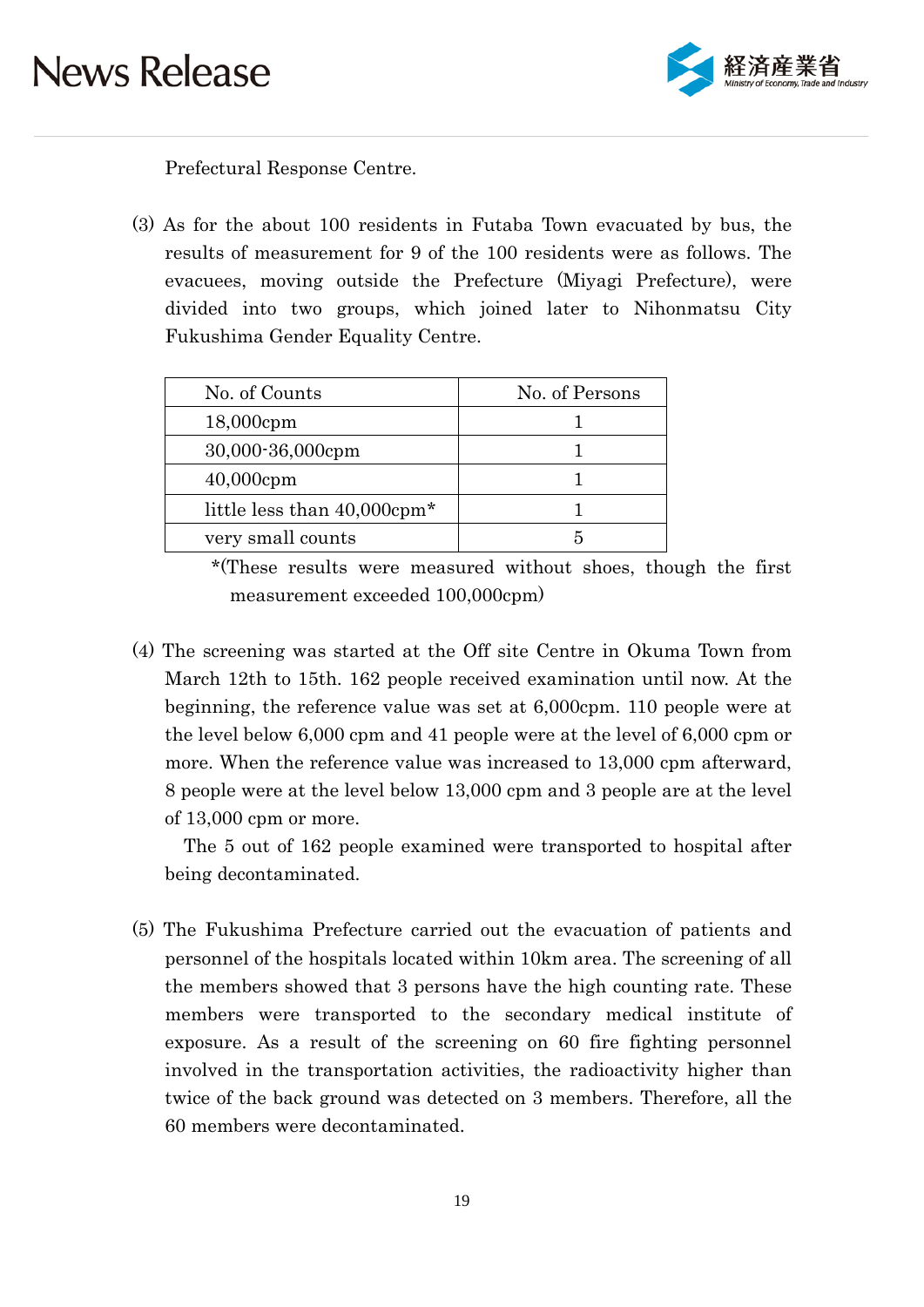Prefectural Response Centre.

(3) As for the about 100 residents in Futaba Town evacuated by bus, the results of measurement for 9 of the 100 residents were as follows. The evacuees, moving outside the Prefecture (Miyagi Prefecture), were divided into two groups, which joined later to Nihonmatsu City Fukushima Gender Equality Centre.

| No. of Counts | No. of Persons |
|---|---|
| 18,000cpm | 1 |
| 30,000-36,000cpm | 1 |
| 40,000cpm | 1 |
| little less than 40,000cpm* | 1 |
| very small counts | 5 |

*(These results were measured without shoes, though the first measurement exceeded 100,000cpm)

(4) The screening was started at the Off site Centre in Okuma Town from March 12th to 15th. 162 people received examination until now. At the beginning, the reference value was set at 6,000cpm. 110 people were at the level below 6,000 cpm and 41 people were at the level of 6,000 cpm or more. When the reference value was increased to 13,000 cpm afterward, 8 people were at the level below 13,000 cpm and 3 people are at the level of 13,000 cpm or more.

The 5 out of 162 people examined were transported to hospital after being decontaminated.

(5) The Fukushima Prefecture carried out the evacuation of patients and personnel of the hospitals located within 10km area. The screening of all the members showed that 3 persons have the high counting rate. These members were transported to the secondary medical institute of exposure. As a result of the screening on 60 fire fighting personnel involved in the transportation activities, the radioactivity higher than twice of the back ground was detected on 3 members. Therefore, all the 60 members were decontaminated.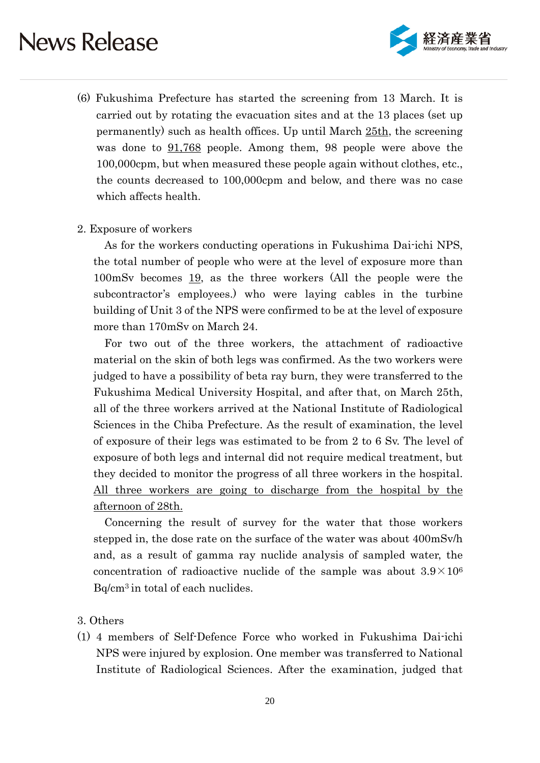(6) Fukushima Prefecture has started the screening from 13 March. It is carried out by rotating the evacuation sites and at the 13 places (set up permanently) such as health offices. Up until March 25th, the screening was done to 91,768 people. Among them, 98 people were above the 100,000cpm, but when measured these people again without clothes, etc., the counts decreased to 100,000cpm and below, and there was no case which affects health.

2. Exposure of workers

As for the workers conducting operations in Fukushima Dai-ichi NPS, the total number of people who were at the level of exposure more than 100mSv becomes 19, as the three workers (All the people were the subcontractor's employees.) who were laying cables in the turbine building of Unit 3 of the NPS were confirmed to be at the level of exposure more than 170mSv on March 24.

For two out of the three workers, the attachment of radioactive material on the skin of both legs was confirmed. As the two workers were judged to have a possibility of beta ray burn, they were transferred to the Fukushima Medical University Hospital, and after that, on March 25th, all of the three workers arrived at the National Institute of Radiological Sciences in the Chiba Prefecture. As the result of examination, the level of exposure of their legs was estimated to be from 2 to 6 Sv. The level of exposure of both legs and internal did not require medical treatment, but they decided to monitor the progress of all three workers in the hospital. All three workers are going to discharge from the hospital by the afternoon of 28th.

Concerning the result of survey for the water that those workers stepped in, the dose rate on the surface of the water was about 400mSv/h and, as a result of gamma ray nuclide analysis of sampled water, the concentration of radioactive nuclide of the sample was about $3.9 \times 10^6$ Bq/cm$^3$ in total of each nuclides.

3. Others

(1) 4 members of Self-Defence Force who worked in Fukushima Dai-ichi NPS were injured by explosion. One member was transferred to National Institute of Radiological Sciences. After the examination, judged that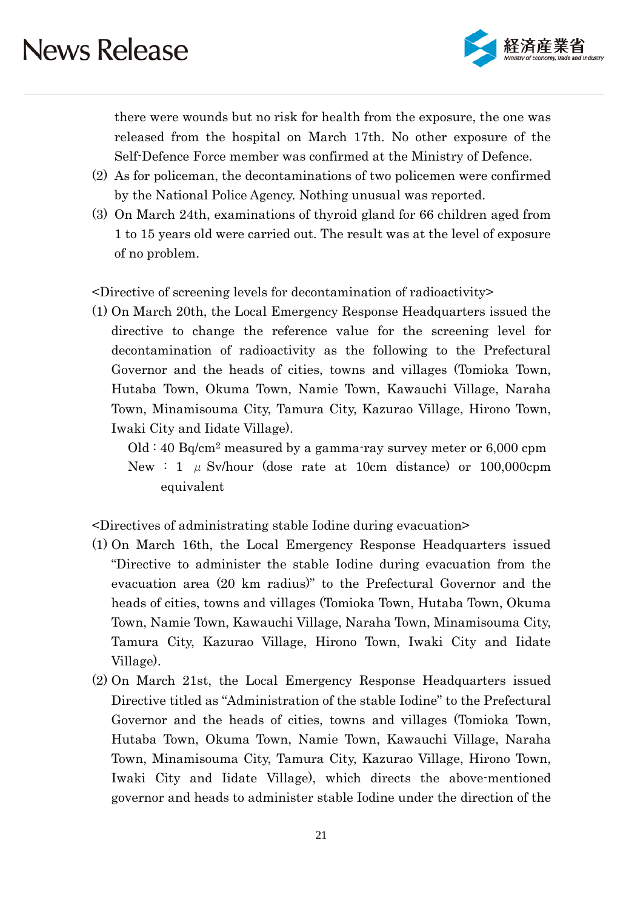there were wounds but no risk for health from the exposure, the one was released from the hospital on March 17th. No other exposure of the Self-Defence Force member was confirmed at the Ministry of Defence.

(2) As for policeman, the decontaminations of two policemen were confirmed by the National Police Agency. Nothing unusual was reported.

(3) On March 24th, examinations of thyroid gland for 66 children aged from 1 to 15 years old were carried out. The result was at the level of exposure of no problem.

<Directive of screening levels for decontamination of radioactivity>

(1) On March 20th, the Local Emergency Response Headquarters issued the directive to change the reference value for the screening level for decontamination of radioactivity as the following to the Prefectural Governor and the heads of cities, towns and villages (Tomioka Town, Hutaba Town, Okuma Town, Namie Town, Kawauchi Village, Naraha Town, Minamisouma City, Tamura City, Kazurao Village, Hirono Town, Iwaki City and Iidate Village).

Old : 40 $Bq/cm^2$ measured by a gamma-ray survey meter or 6,000 cpm
New : 1 $\mu$ Sv/hour (dose rate at 10cm distance) or 100,000cpm equivalent

<Directives of administrating stable Iodine during evacuation>

(1) On March 16th, the Local Emergency Response Headquarters issued "Directive to administer the stable Iodine during evacuation from the evacuation area (20 km radius)" to the Prefectural Governor and the heads of cities, towns and villages (Tomioka Town, Hutaba Town, Okuma Town, Namie Town, Kawauchi Village, Naraha Town, Minamisouma City, Tamura City, Kazurao Village, Hirono Town, Iwaki City and Iidate Village).

(2) On March 21st, the Local Emergency Response Headquarters issued Directive titled as "Administration of the stable Iodine" to the Prefectural Governor and the heads of cities, towns and villages (Tomioka Town, Hutaba Town, Okuma Town, Namie Town, Kawauchi Village, Naraha Town, Minamisouma City, Tamura City, Kazurao Village, Hirono Town, Iwaki City and Iidate Village), which directs the above-mentioned governor and heads to administer stable Iodine under the direction of the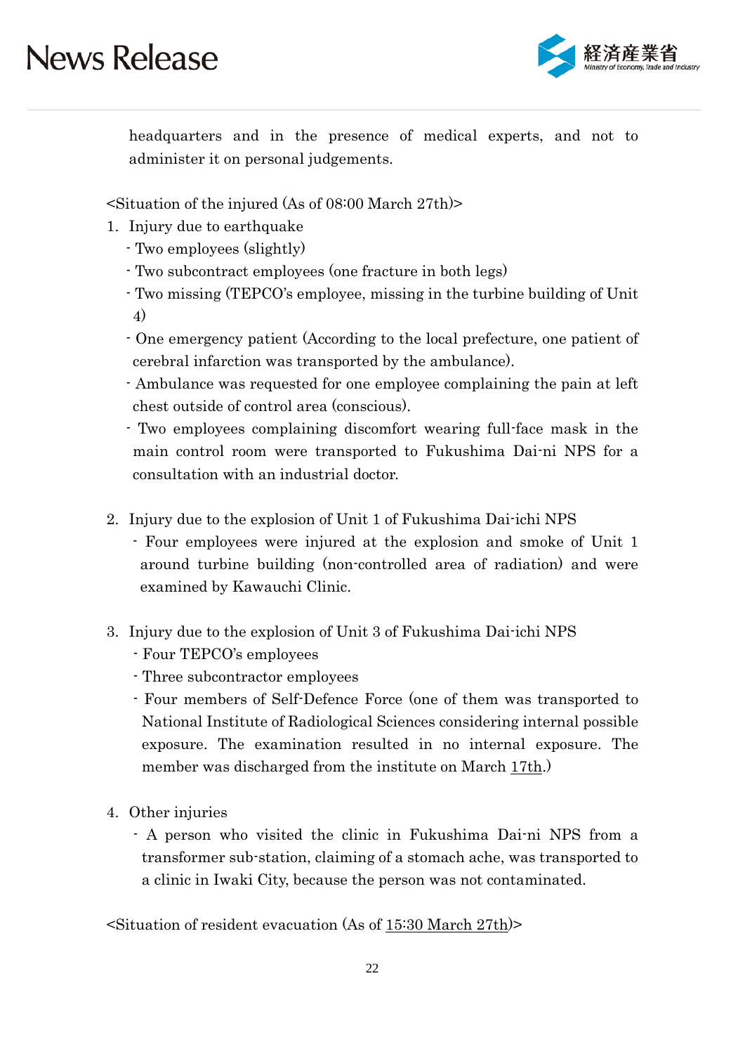headquarters and in the presence of medical experts, and not to administer it on personal judgements.

<Situation of the injured (As of 08:00 March 27th)>

1. Injury due to earthquake
   - Two employees (slightly)
   - Two subcontract employees (one fracture in both legs)
   - Two missing (TEPCO's employee, missing in the turbine building of Unit 4)
   - One emergency patient (According to the local prefecture, one patient of cerebral infarction was transported by the ambulance).
   - Ambulance was requested for one employee complaining the pain at left chest outside of control area (conscious).
   - Two employees complaining discomfort wearing full-face mask in the main control room were transported to Fukushima Dai-ni NPS for a consultation with an industrial doctor.

2. Injury due to the explosion of Unit 1 of Fukushima Dai-ichi NPS
   - Four employees were injured at the explosion and smoke of Unit 1 around turbine building (non-controlled area of radiation) and were examined by Kawauchi Clinic.

3. Injury due to the explosion of Unit 3 of Fukushima Dai-ichi NPS
   - Four TEPCO's employees
   - Three subcontractor employees
   - Four members of Self-Defence Force (one of them was transported to National Institute of Radiological Sciences considering internal possible exposure. The examination resulted in no internal exposure. The member was discharged from the institute on March 17th.)

4. Other injuries
   - A person who visited the clinic in Fukushima Dai-ni NPS from a transformer sub-station, claiming of a stomach ache, was transported to a clinic in Iwaki City, because the person was not contaminated.

<Situation of resident evacuation (As of 15:30 March 27th)>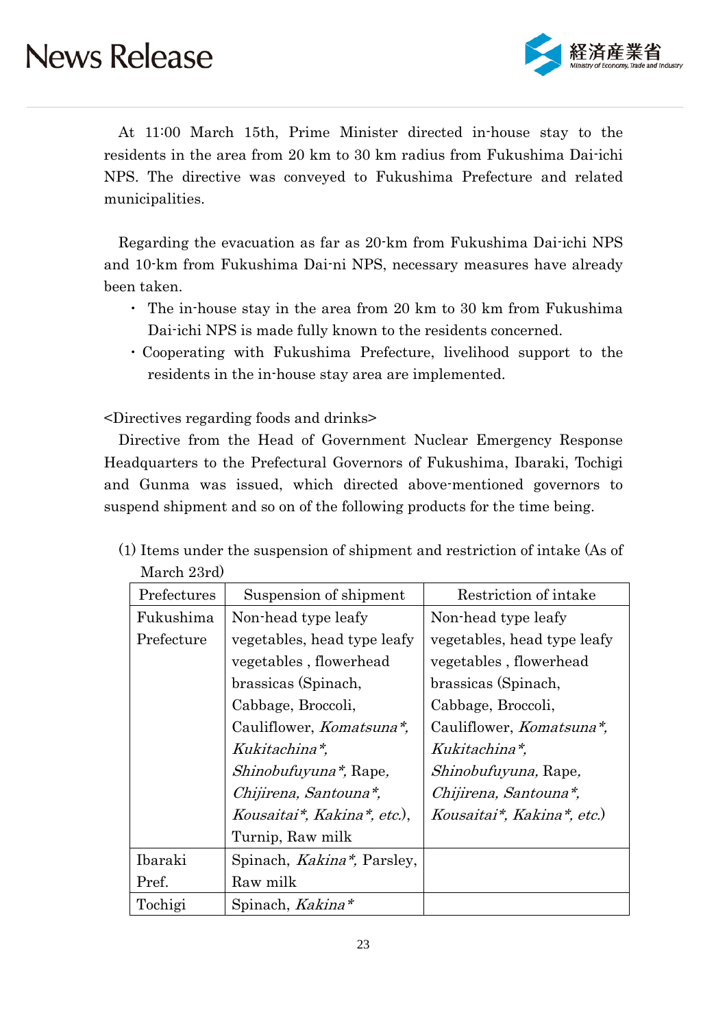At 11:00 March 15th, Prime Minister directed in-house stay to the residents in the area from 20 km to 30 km radius from Fukushima Dai-ichi NPS. The directive was conveyed to Fukushima Prefecture and related municipalities.

Regarding the evacuation as far as 20-km from Fukushima Dai-ichi NPS and 10-km from Fukushima Dai-ni NPS, necessary measures have already been taken.

- The in-house stay in the area from 20 km to 30 km from Fukushima Dai-ichi NPS is made fully known to the residents concerned.
- Cooperating with Fukushima Prefecture, livelihood support to the residents in the in-house stay area are implemented.

<Directives regarding foods and drinks>

Directive from the Head of Government Nuclear Emergency Response Headquarters to the Prefectural Governors of Fukushima, Ibaraki, Tochigi and Gunma was issued, which directed above-mentioned governors to suspend shipment and so on of the following products for the time being.

(1) Items under the suspension of shipment and restriction of intake (As of March 23rd)

| Prefectures | Suspension of shipment | Restriction of intake |
|---|---|---|
| Fukushima Prefecture | Non-head type leafy vegetables, head type leafy vegetables , flowerhead brassicas (Spinach, Cabbage, Broccoli, Cauliflower, *Komatsuna\*, Kukitachina\*, Shinobufuyuna\**, Rape, *Chijirena, Santouna\*, Kousaitai\*, Kakina\*, etc.*), Turnip, Raw milk | Non-head type leafy vegetables, head type leafy vegetables , flowerhead brassicas (Spinach, Cabbage, Broccoli, Cauliflower, *Komatsuna\*, Kukitachina\*, Shinobufuyuna,* Rape, *Chijirena, Santouna\*, Kousaitai\*, Kakina\*, etc.*) |
| Ibaraki Pref. | Spinach, *Kakina\**, Parsley, Raw milk | |
| Tochigi | Spinach, *Kakina\** | |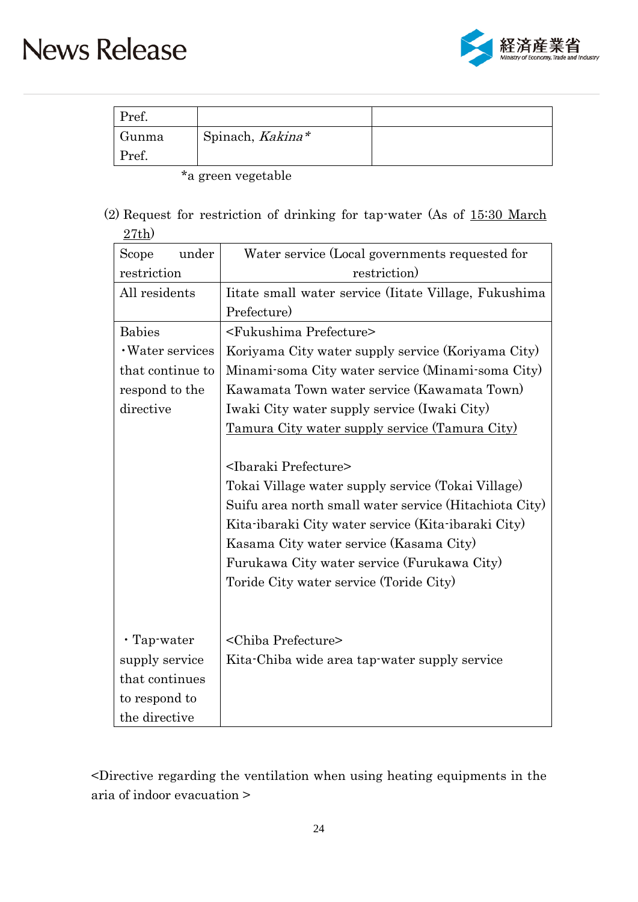| | | |
|---|---|---|
| Pref. | | |
| Gunma Pref. | Spinach, *Kakina\** | |

\*a green vegetable

(2) Request for restriction of drinking for tap-water (As of <u>15:30 March 27th</u>)

| Scope under restriction | Water service (Local governments requested for restriction) |
|---|---|
| All residents | Iitate small water service (Iitate Village, Fukushima Prefecture) |
| Babies<br>・Water services that continue to respond to the directive | <Fukushima Prefecture><br>Koriyama City water supply service (Koriyama City)<br>Minami-soma City water service (Minami-soma City)<br>Kawamata Town water service (Kawamata Town)<br>Iwaki City water supply service (Iwaki City)<br><u>Tamura City water supply service (Tamura City)</u><br><br><Ibaraki Prefecture><br>Tokai Village water supply service (Tokai Village)<br>Suifu area north small water service (Hitachiota City)<br>Kita-ibaraki City water service (Kita-ibaraki City)<br>Kasama City water service (Kasama City)<br>Furukawa City water service (Furukawa City)<br>Toride City water service (Toride City) |
| ・Tap-water supply service that continues to respond to the directive | <Chiba Prefecture><br>Kita-Chiba wide area tap-water supply service |

<Directive regarding the ventilation when using heating equipments in the aria of indoor evacuation >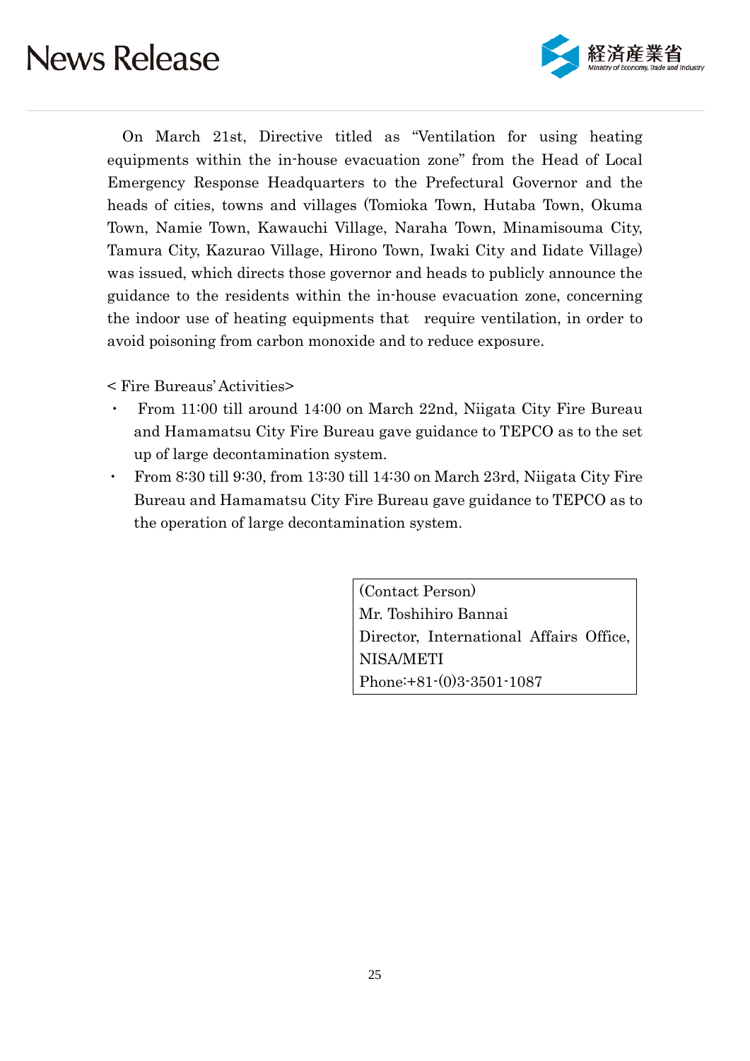On March 21st, Directive titled as "Ventilation for using heating equipments within the in-house evacuation zone" from the Head of Local Emergency Response Headquarters to the Prefectural Governor and the heads of cities, towns and villages (Tomioka Town, Hutaba Town, Okuma Town, Namie Town, Kawauchi Village, Naraha Town, Minamisouma City, Tamura City, Kazurao Village, Hirono Town, Iwaki City and Iidate Village) was issued, which directs those governor and heads to publicly announce the guidance to the residents within the in-house evacuation zone, concerning the indoor use of heating equipments that require ventilation, in order to avoid poisoning from carbon monoxide and to reduce exposure.

< Fire Bureaus' Activities>

- From 11:00 till around 14:00 on March 22nd, Niigata City Fire Bureau and Hamamatsu City Fire Bureau gave guidance to TEPCO as to the set up of large decontamination system.
- From 8:30 till 9:30, from 13:30 till 14:30 on March 23rd, Niigata City Fire Bureau and Hamamatsu City Fire Bureau gave guidance to TEPCO as to the operation of large decontamination system.

(Contact Person)
Mr. Toshihiro Bannai
Director, International Affairs Office, NISA/METI
Phone:+81-(0)3-3501-1087